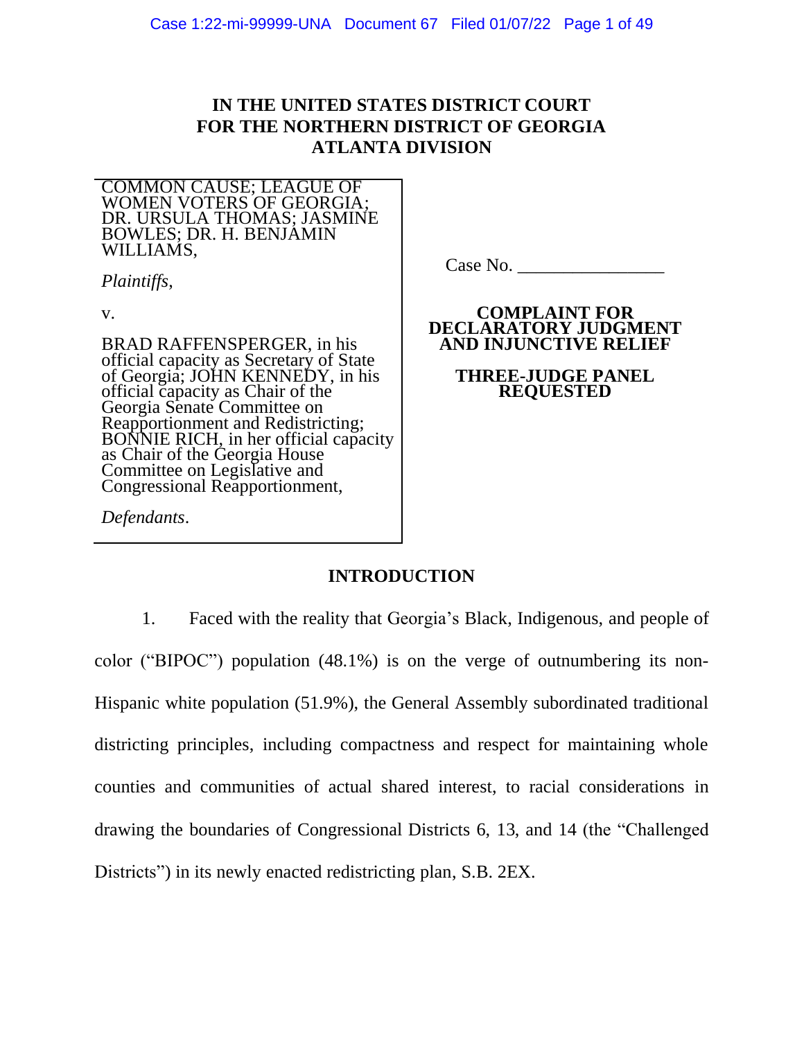**IN THE UNITED STATES DISTRICT COURT**
**FOR THE NORTHERN DISTRICT OF GEORGIA**
**ATLANTA DIVISION**

COMMON CAUSE; LEAGUE OF WOMEN VOTERS OF GEORGIA; DR. URSULA THOMAS; JASMINE BOWLES; DR. H. BENJAMIN WILLIAMS,

*Plaintiffs*,

v.

BRAD RAFFENSPERGER, in his official capacity as Secretary of State of Georgia; JOHN KENNEDY, in his official capacity as Chair of the Georgia Senate Committee on Reapportionment and Redistricting; BONNIE RICH, in her official capacity as Chair of the Georgia House Committee on Legislative and Congressional Reapportionment,

*Defendants*.

Case No. ________________

**COMPLAINT FOR DECLARATORY JUDGMENT AND INJUNCTIVE RELIEF**

**THREE-JUDGE PANEL REQUESTED**

## INTRODUCTION

1. Faced with the reality that Georgia's Black, Indigenous, and people of color ("BIPOC") population (48.1%) is on the verge of outnumbering its non-Hispanic white population (51.9%), the General Assembly subordinated traditional districting principles, including compactness and respect for maintaining whole counties and communities of actual shared interest, to racial considerations in drawing the boundaries of Congressional Districts 6, 13, and 14 (the "Challenged Districts") in its newly enacted redistricting plan, S.B. 2EX.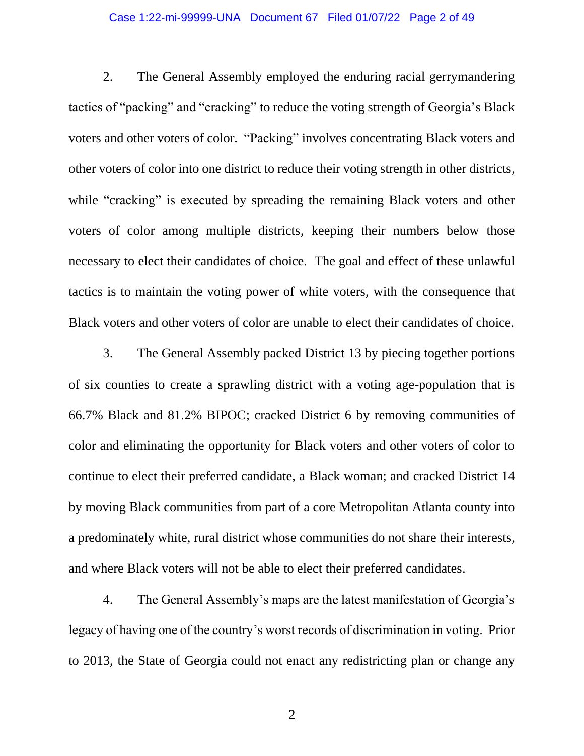2. The General Assembly employed the enduring racial gerrymandering tactics of "packing" and "cracking" to reduce the voting strength of Georgia's Black voters and other voters of color. "Packing" involves concentrating Black voters and other voters of color into one district to reduce their voting strength in other districts, while "cracking" is executed by spreading the remaining Black voters and other voters of color among multiple districts, keeping their numbers below those necessary to elect their candidates of choice. The goal and effect of these unlawful tactics is to maintain the voting power of white voters, with the consequence that Black voters and other voters of color are unable to elect their candidates of choice.

3. The General Assembly packed District 13 by piecing together portions of six counties to create a sprawling district with a voting age-population that is 66.7% Black and 81.2% BIPOC; cracked District 6 by removing communities of color and eliminating the opportunity for Black voters and other voters of color to continue to elect their preferred candidate, a Black woman; and cracked District 14 by moving Black communities from part of a core Metropolitan Atlanta county into a predominately white, rural district whose communities do not share their interests, and where Black voters will not be able to elect their preferred candidates.

4. The General Assembly's maps are the latest manifestation of Georgia's legacy of having one of the country's worst records of discrimination in voting. Prior to 2013, the State of Georgia could not enact any redistricting plan or change any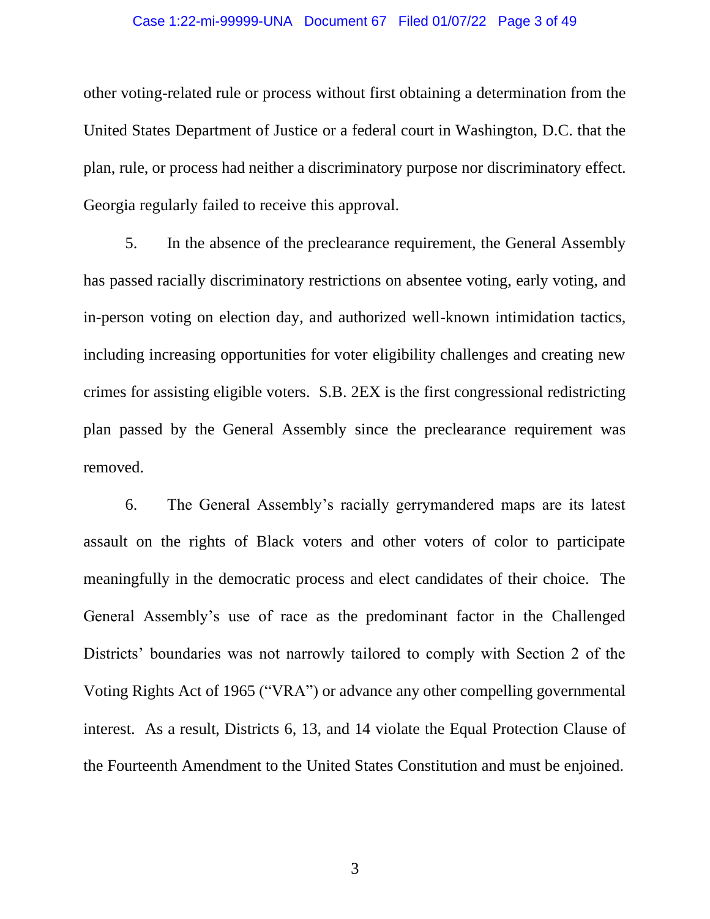other voting-related rule or process without first obtaining a determination from the United States Department of Justice or a federal court in Washington, D.C. that the plan, rule, or process had neither a discriminatory purpose nor discriminatory effect. Georgia regularly failed to receive this approval.

5. In the absence of the preclearance requirement, the General Assembly has passed racially discriminatory restrictions on absentee voting, early voting, and in-person voting on election day, and authorized well-known intimidation tactics, including increasing opportunities for voter eligibility challenges and creating new crimes for assisting eligible voters. S.B. 2EX is the first congressional redistricting plan passed by the General Assembly since the preclearance requirement was removed.

6. The General Assembly's racially gerrymandered maps are its latest assault on the rights of Black voters and other voters of color to participate meaningfully in the democratic process and elect candidates of their choice. The General Assembly's use of race as the predominant factor in the Challenged Districts' boundaries was not narrowly tailored to comply with Section 2 of the Voting Rights Act of 1965 ("VRA") or advance any other compelling governmental interest. As a result, Districts 6, 13, and 14 violate the Equal Protection Clause of the Fourteenth Amendment to the United States Constitution and must be enjoined.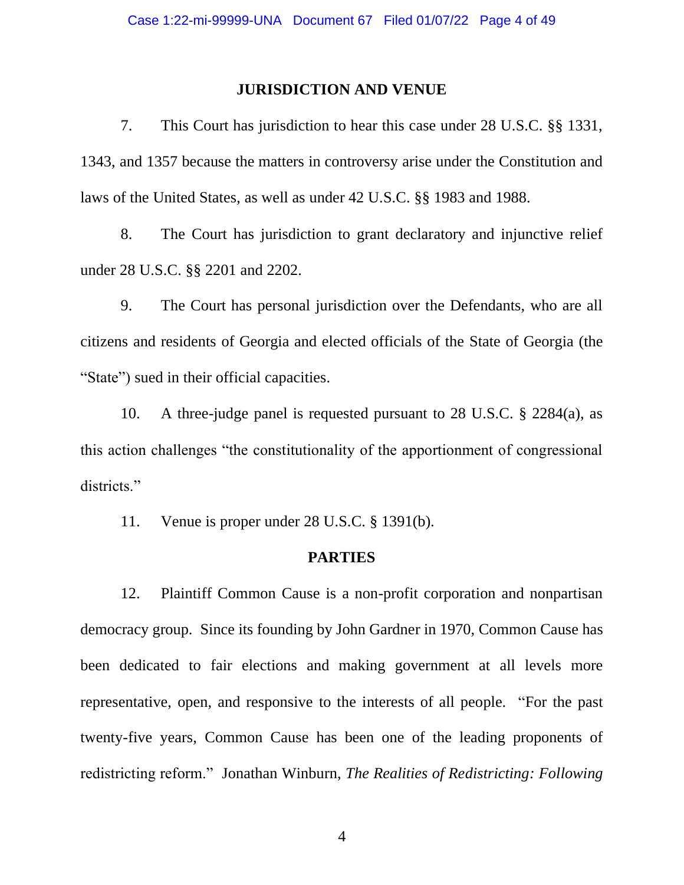## JURISDICTION AND VENUE

7. This Court has jurisdiction to hear this case under 28 U.S.C. §§ 1331, 1343, and 1357 because the matters in controversy arise under the Constitution and laws of the United States, as well as under 42 U.S.C. §§ 1983 and 1988.

8. The Court has jurisdiction to grant declaratory and injunctive relief under 28 U.S.C. §§ 2201 and 2202.

9. The Court has personal jurisdiction over the Defendants, who are all citizens and residents of Georgia and elected officials of the State of Georgia (the "State") sued in their official capacities.

10. A three-judge panel is requested pursuant to 28 U.S.C. § 2284(a), as this action challenges "the constitutionality of the apportionment of congressional districts."

11. Venue is proper under 28 U.S.C. § 1391(b).

## PARTIES

12. Plaintiff Common Cause is a non-profit corporation and nonpartisan democracy group. Since its founding by John Gardner in 1970, Common Cause has been dedicated to fair elections and making government at all levels more representative, open, and responsive to the interests of all people. "For the past twenty-five years, Common Cause has been one of the leading proponents of redistricting reform." Jonathan Winburn, *The Realities of Redistricting: Following*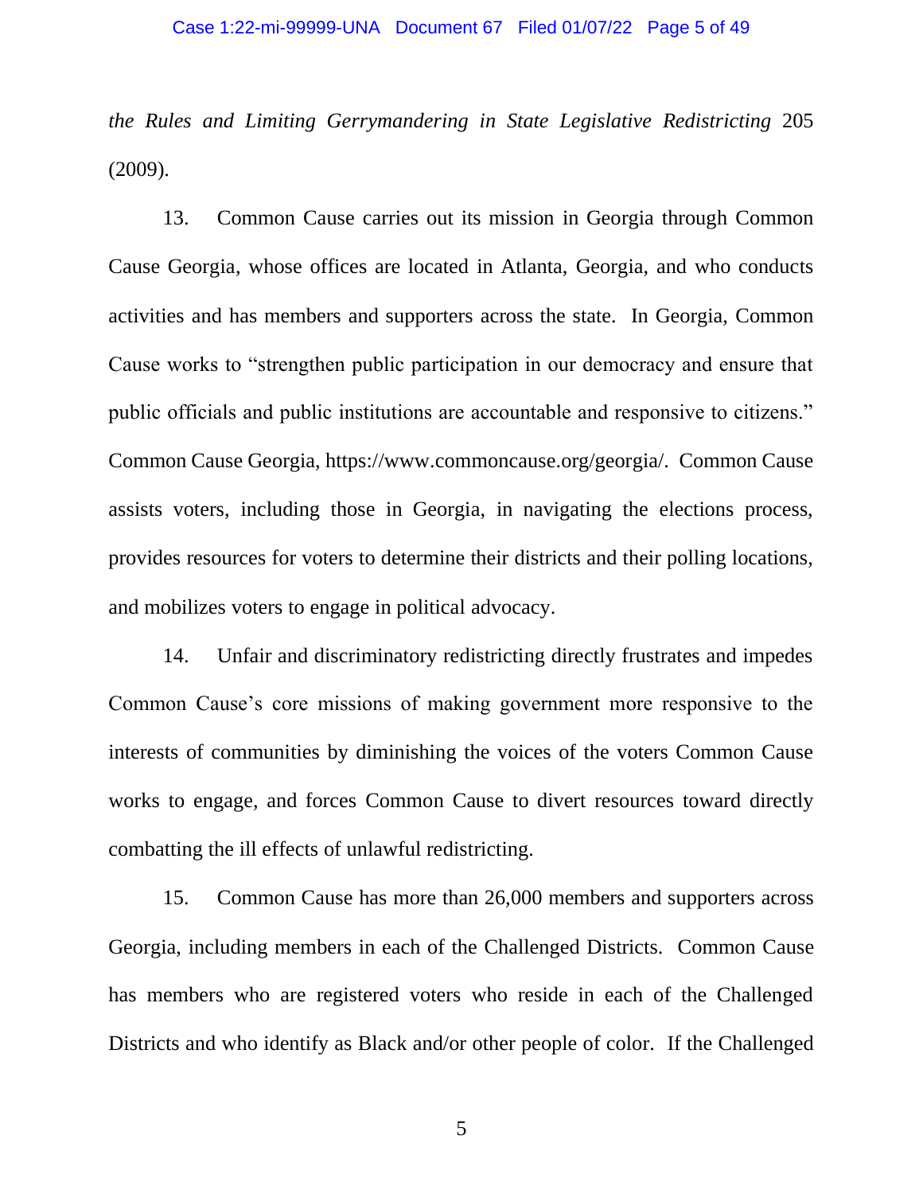*the Rules and Limiting Gerrymandering in State Legislative Redistricting* 205 (2009).

13. Common Cause carries out its mission in Georgia through Common Cause Georgia, whose offices are located in Atlanta, Georgia, and who conducts activities and has members and supporters across the state. In Georgia, Common Cause works to "strengthen public participation in our democracy and ensure that public officials and public institutions are accountable and responsive to citizens." Common Cause Georgia, https://www.commoncause.org/georgia/. Common Cause assists voters, including those in Georgia, in navigating the elections process, provides resources for voters to determine their districts and their polling locations, and mobilizes voters to engage in political advocacy.

14. Unfair and discriminatory redistricting directly frustrates and impedes Common Cause's core missions of making government more responsive to the interests of communities by diminishing the voices of the voters Common Cause works to engage, and forces Common Cause to divert resources toward directly combatting the ill effects of unlawful redistricting.

15. Common Cause has more than 26,000 members and supporters across Georgia, including members in each of the Challenged Districts. Common Cause has members who are registered voters who reside in each of the Challenged Districts and who identify as Black and/or other people of color. If the Challenged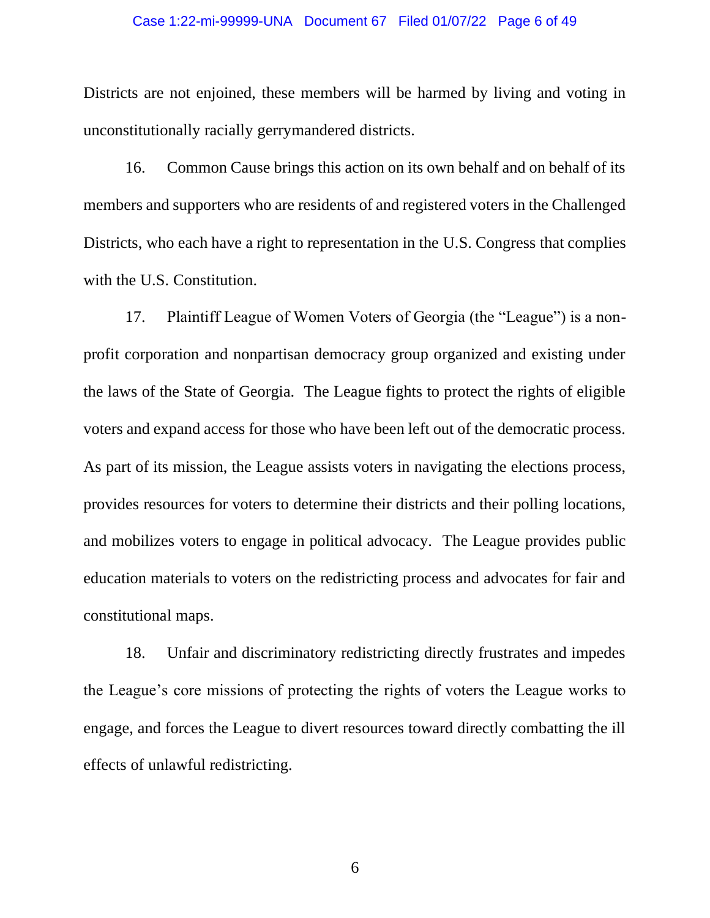Districts are not enjoined, these members will be harmed by living and voting in unconstitutionally racially gerrymandered districts.

16. Common Cause brings this action on its own behalf and on behalf of its members and supporters who are residents of and registered voters in the Challenged Districts, who each have a right to representation in the U.S. Congress that complies with the U.S. Constitution.

17. Plaintiff League of Women Voters of Georgia (the "League") is a non-profit corporation and nonpartisan democracy group organized and existing under the laws of the State of Georgia. The League fights to protect the rights of eligible voters and expand access for those who have been left out of the democratic process. As part of its mission, the League assists voters in navigating the elections process, provides resources for voters to determine their districts and their polling locations, and mobilizes voters to engage in political advocacy. The League provides public education materials to voters on the redistricting process and advocates for fair and constitutional maps.

18. Unfair and discriminatory redistricting directly frustrates and impedes the League's core missions of protecting the rights of voters the League works to engage, and forces the League to divert resources toward directly combatting the ill effects of unlawful redistricting.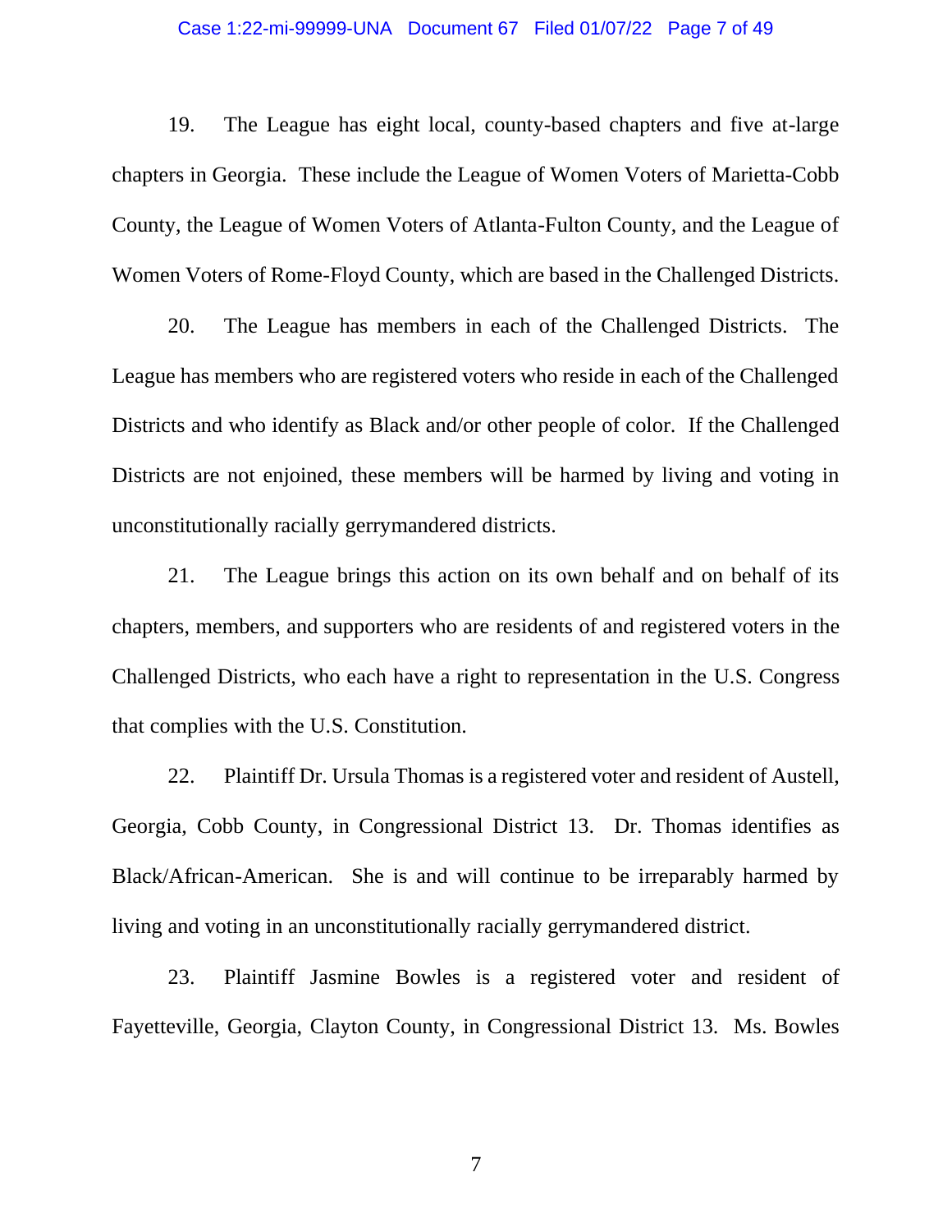19. The League has eight local, county-based chapters and five at-large chapters in Georgia. These include the League of Women Voters of Marietta-Cobb County, the League of Women Voters of Atlanta-Fulton County, and the League of Women Voters of Rome-Floyd County, which are based in the Challenged Districts.

20. The League has members in each of the Challenged Districts. The League has members who are registered voters who reside in each of the Challenged Districts and who identify as Black and/or other people of color. If the Challenged Districts are not enjoined, these members will be harmed by living and voting in unconstitutionally racially gerrymandered districts.

21. The League brings this action on its own behalf and on behalf of its chapters, members, and supporters who are residents of and registered voters in the Challenged Districts, who each have a right to representation in the U.S. Congress that complies with the U.S. Constitution.

22. Plaintiff Dr. Ursula Thomas is a registered voter and resident of Austell, Georgia, Cobb County, in Congressional District 13. Dr. Thomas identifies as Black/African-American. She is and will continue to be irreparably harmed by living and voting in an unconstitutionally racially gerrymandered district.

23. Plaintiff Jasmine Bowles is a registered voter and resident of Fayetteville, Georgia, Clayton County, in Congressional District 13. Ms. Bowles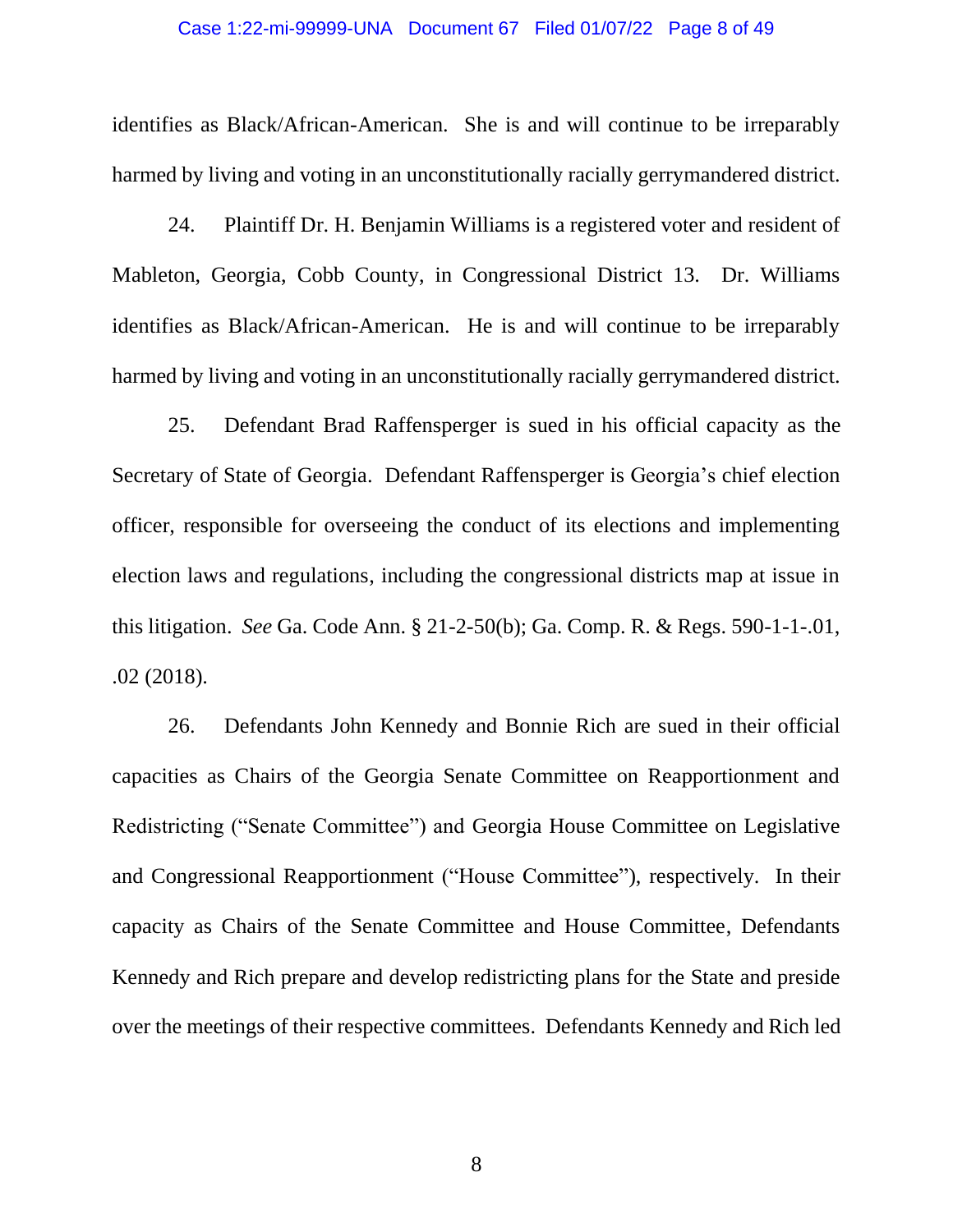identifies as Black/African-American. She is and will continue to be irreparably harmed by living and voting in an unconstitutionally racially gerrymandered district.

24. Plaintiff Dr. H. Benjamin Williams is a registered voter and resident of Mableton, Georgia, Cobb County, in Congressional District 13. Dr. Williams identifies as Black/African-American. He is and will continue to be irreparably harmed by living and voting in an unconstitutionally racially gerrymandered district.

25. Defendant Brad Raffensperger is sued in his official capacity as the Secretary of State of Georgia. Defendant Raffensperger is Georgia's chief election officer, responsible for overseeing the conduct of its elections and implementing election laws and regulations, including the congressional districts map at issue in this litigation. *See* Ga. Code Ann. § 21-2-50(b); Ga. Comp. R. & Regs. 590-1-1-.01, .02 (2018).

26. Defendants John Kennedy and Bonnie Rich are sued in their official capacities as Chairs of the Georgia Senate Committee on Reapportionment and Redistricting ("Senate Committee") and Georgia House Committee on Legislative and Congressional Reapportionment ("House Committee"), respectively. In their capacity as Chairs of the Senate Committee and House Committee, Defendants Kennedy and Rich prepare and develop redistricting plans for the State and preside over the meetings of their respective committees. Defendants Kennedy and Rich led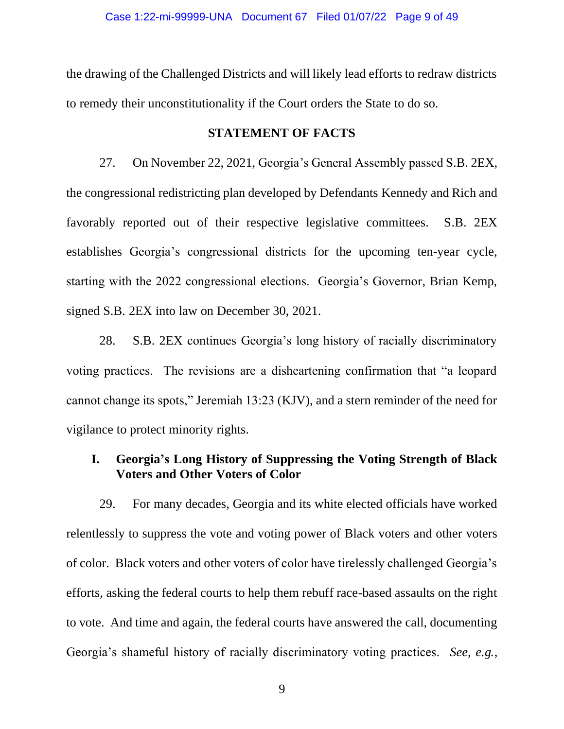the drawing of the Challenged Districts and will likely lead efforts to redraw districts to remedy their unconstitutionality if the Court orders the State to do so.

## STATEMENT OF FACTS

27. On November 22, 2021, Georgia's General Assembly passed S.B. 2EX, the congressional redistricting plan developed by Defendants Kennedy and Rich and favorably reported out of their respective legislative committees. S.B. 2EX establishes Georgia's congressional districts for the upcoming ten-year cycle, starting with the 2022 congressional elections. Georgia's Governor, Brian Kemp, signed S.B. 2EX into law on December 30, 2021.

28. S.B. 2EX continues Georgia's long history of racially discriminatory voting practices. The revisions are a disheartening confirmation that "a leopard cannot change its spots," Jeremiah 13:23 (KJV), and a stern reminder of the need for vigilance to protect minority rights.

### I. Georgia's Long History of Suppressing the Voting Strength of Black Voters and Other Voters of Color

29. For many decades, Georgia and its white elected officials have worked relentlessly to suppress the vote and voting power of Black voters and other voters of color. Black voters and other voters of color have tirelessly challenged Georgia's efforts, asking the federal courts to help them rebuff race-based assaults on the right to vote. And time and again, the federal courts have answered the call, documenting Georgia's shameful history of racially discriminatory voting practices. *See, e.g.*,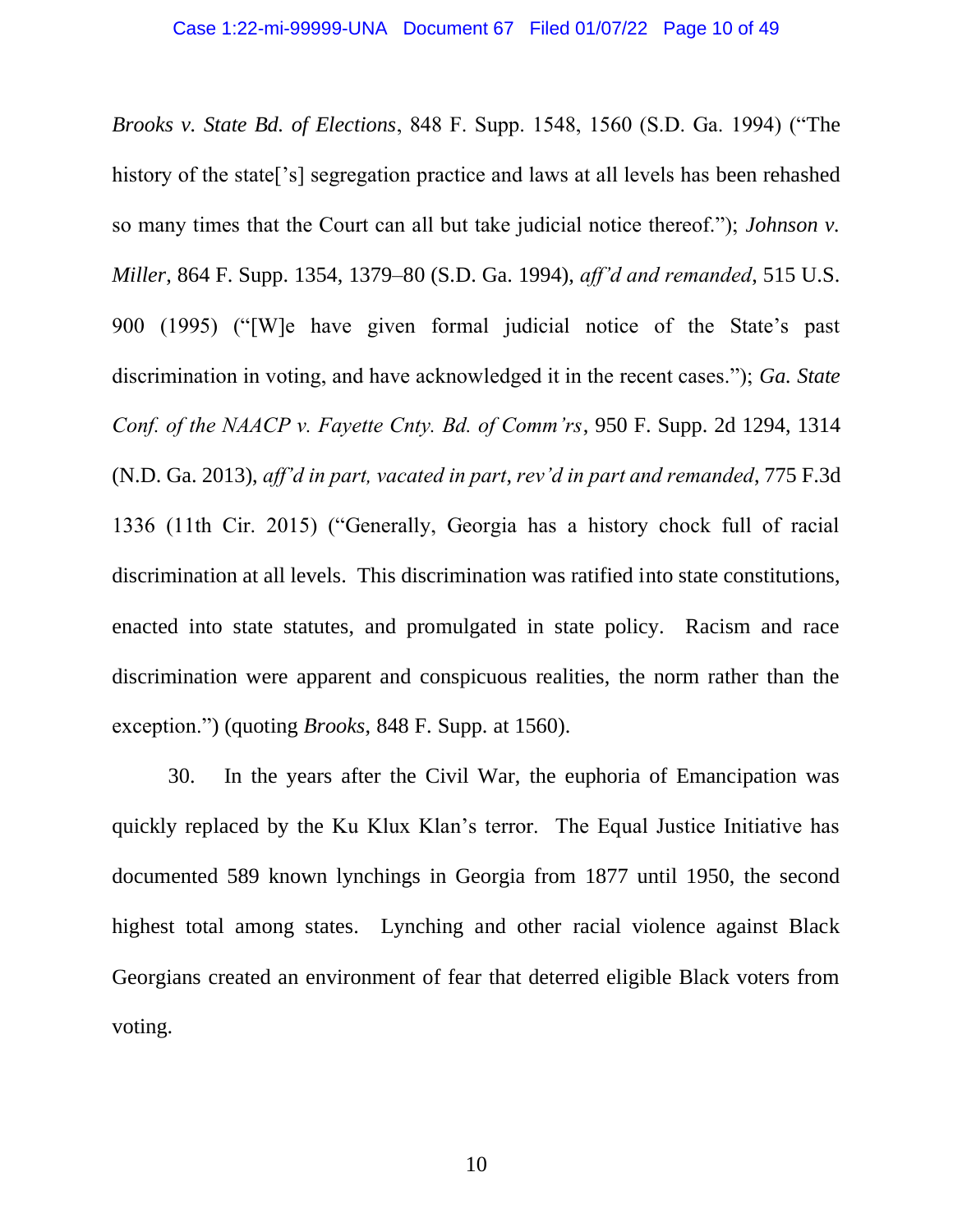*Brooks v. State Bd. of Elections*, 848 F. Supp. 1548, 1560 (S.D. Ga. 1994) ("The history of the state['s] segregation practice and laws at all levels has been rehashed so many times that the Court can all but take judicial notice thereof."); *Johnson v. Miller*, 864 F. Supp. 1354, 1379–80 (S.D. Ga. 1994), *aff'd and remanded*, 515 U.S. 900 (1995) ("[W]e have given formal judicial notice of the State's past discrimination in voting, and have acknowledged it in the recent cases."); *Ga. State Conf. of the NAACP v. Fayette Cnty. Bd. of Comm'rs*, 950 F. Supp. 2d 1294, 1314 (N.D. Ga. 2013), *aff'd in part, vacated in part*, *rev'd in part and remanded*, 775 F.3d 1336 (11th Cir. 2015) ("Generally, Georgia has a history chock full of racial discrimination at all levels. This discrimination was ratified into state constitutions, enacted into state statutes, and promulgated in state policy. Racism and race discrimination were apparent and conspicuous realities, the norm rather than the exception.") (quoting *Brooks*, 848 F. Supp. at 1560).

30. In the years after the Civil War, the euphoria of Emancipation was quickly replaced by the Ku Klux Klan's terror. The Equal Justice Initiative has documented 589 known lynchings in Georgia from 1877 until 1950, the second highest total among states. Lynching and other racial violence against Black Georgians created an environment of fear that deterred eligible Black voters from voting.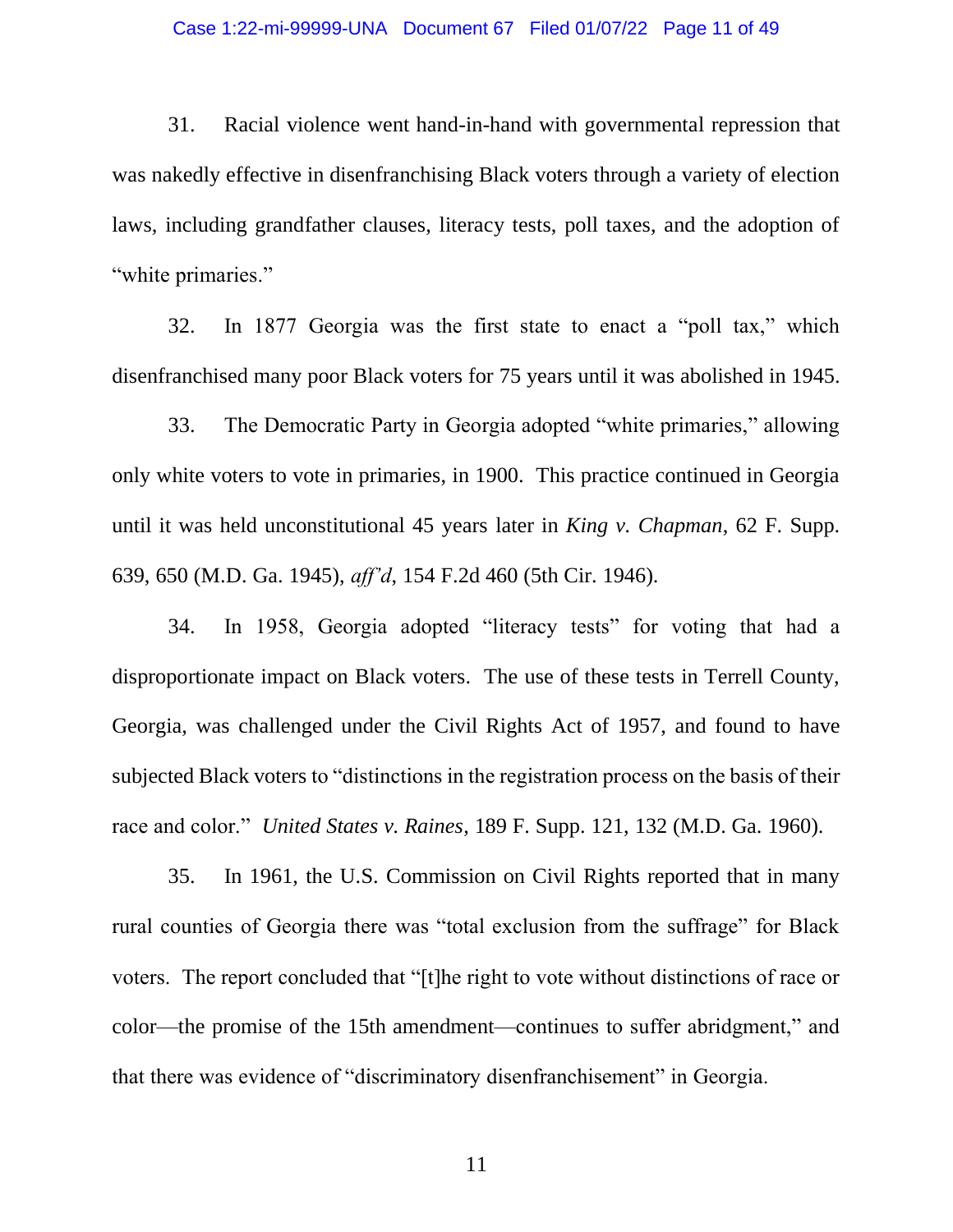31. Racial violence went hand-in-hand with governmental repression that was nakedly effective in disenfranchising Black voters through a variety of election laws, including grandfather clauses, literacy tests, poll taxes, and the adoption of "white primaries."

32. In 1877 Georgia was the first state to enact a "poll tax," which disenfranchised many poor Black voters for 75 years until it was abolished in 1945.

33. The Democratic Party in Georgia adopted "white primaries," allowing only white voters to vote in primaries, in 1900. This practice continued in Georgia until it was held unconstitutional 45 years later in *King v. Chapman*, 62 F. Supp. 639, 650 (M.D. Ga. 1945), *aff'd*, 154 F.2d 460 (5th Cir. 1946).

34. In 1958, Georgia adopted "literacy tests" for voting that had a disproportionate impact on Black voters. The use of these tests in Terrell County, Georgia, was challenged under the Civil Rights Act of 1957, and found to have subjected Black voters to "distinctions in the registration process on the basis of their race and color." *United States v. Raines*, 189 F. Supp. 121, 132 (M.D. Ga. 1960).

35. In 1961, the U.S. Commission on Civil Rights reported that in many rural counties of Georgia there was "total exclusion from the suffrage" for Black voters. The report concluded that "[t]he right to vote without distinctions of race or color—the promise of the 15th amendment—continues to suffer abridgment," and that there was evidence of "discriminatory disenfranchisement" in Georgia.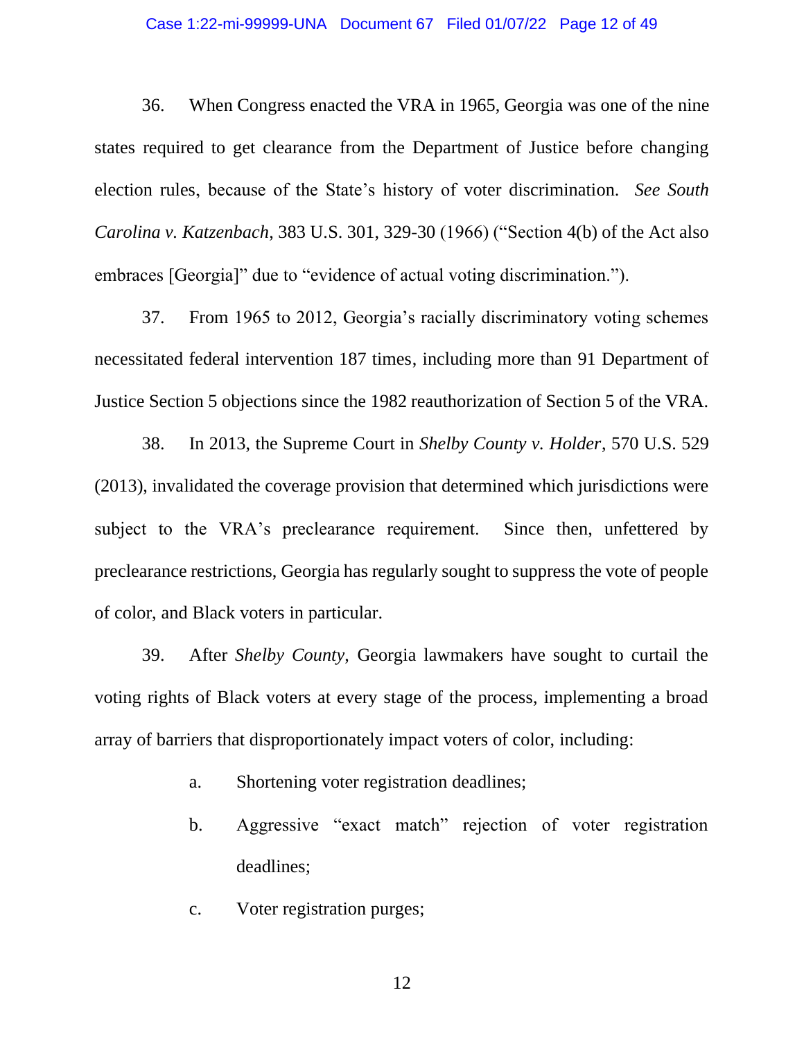36. When Congress enacted the VRA in 1965, Georgia was one of the nine states required to get clearance from the Department of Justice before changing election rules, because of the State's history of voter discrimination. *See South Carolina v. Katzenbach*, 383 U.S. 301, 329-30 (1966) ("Section 4(b) of the Act also embraces [Georgia]" due to "evidence of actual voting discrimination.").

37. From 1965 to 2012, Georgia's racially discriminatory voting schemes necessitated federal intervention 187 times, including more than 91 Department of Justice Section 5 objections since the 1982 reauthorization of Section 5 of the VRA.

38. In 2013, the Supreme Court in *Shelby County v. Holder*, 570 U.S. 529 (2013), invalidated the coverage provision that determined which jurisdictions were subject to the VRA's preclearance requirement. Since then, unfettered by preclearance restrictions, Georgia has regularly sought to suppress the vote of people of color, and Black voters in particular.

39. After *Shelby County*, Georgia lawmakers have sought to curtail the voting rights of Black voters at every stage of the process, implementing a broad array of barriers that disproportionately impact voters of color, including:

a. Shortening voter registration deadlines;

b. Aggressive "exact match" rejection of voter registration deadlines;

c. Voter registration purges;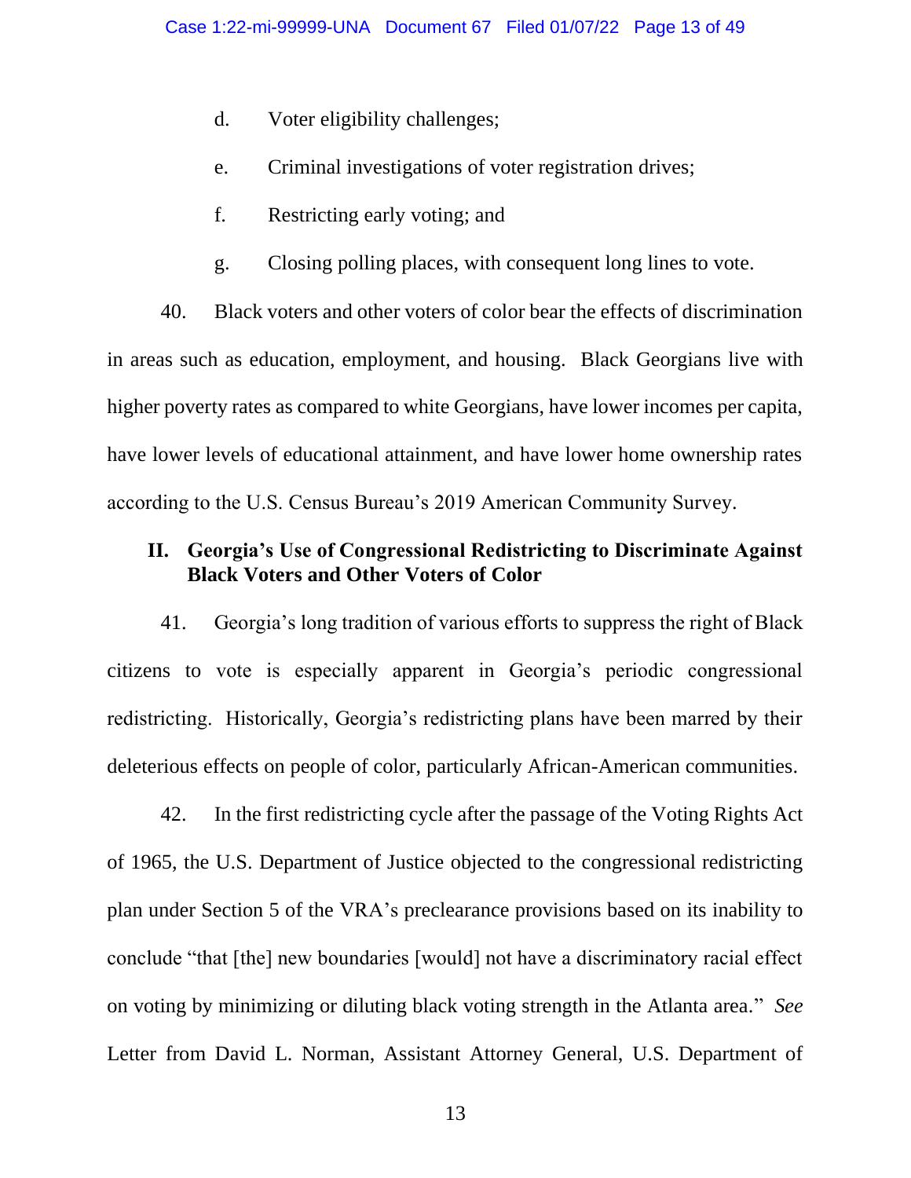d. Voter eligibility challenges;

e. Criminal investigations of voter registration drives;

f. Restricting early voting; and

g. Closing polling places, with consequent long lines to vote.

40. Black voters and other voters of color bear the effects of discrimination in areas such as education, employment, and housing. Black Georgians live with higher poverty rates as compared to white Georgians, have lower incomes per capita, have lower levels of educational attainment, and have lower home ownership rates according to the U.S. Census Bureau's 2019 American Community Survey.

## II. Georgia's Use of Congressional Redistricting to Discriminate Against Black Voters and Other Voters of Color

41. Georgia's long tradition of various efforts to suppress the right of Black citizens to vote is especially apparent in Georgia's periodic congressional redistricting. Historically, Georgia's redistricting plans have been marred by their deleterious effects on people of color, particularly African-American communities.

42. In the first redistricting cycle after the passage of the Voting Rights Act of 1965, the U.S. Department of Justice objected to the congressional redistricting plan under Section 5 of the VRA's preclearance provisions based on its inability to conclude "that [the] new boundaries [would] not have a discriminatory racial effect on voting by minimizing or diluting black voting strength in the Atlanta area." *See* Letter from David L. Norman, Assistant Attorney General, U.S. Department of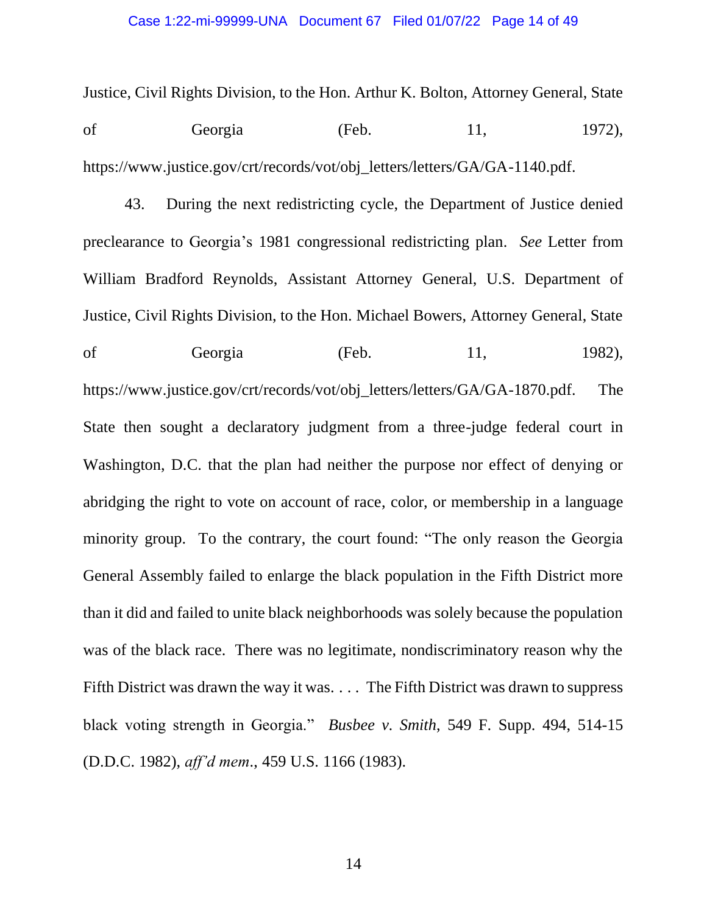Justice, Civil Rights Division, to the Hon. Arthur K. Bolton, Attorney General, State of Georgia (Feb. 11, 1972), https://www.justice.gov/crt/records/vot/obj_letters/letters/GA/GA-1140.pdf.

43. During the next redistricting cycle, the Department of Justice denied preclearance to Georgia's 1981 congressional redistricting plan. *See* Letter from William Bradford Reynolds, Assistant Attorney General, U.S. Department of Justice, Civil Rights Division, to the Hon. Michael Bowers, Attorney General, State of Georgia (Feb. 11, 1982), https://www.justice.gov/crt/records/vot/obj_letters/letters/GA/GA-1870.pdf. The State then sought a declaratory judgment from a three-judge federal court in Washington, D.C. that the plan had neither the purpose nor effect of denying or abridging the right to vote on account of race, color, or membership in a language minority group. To the contrary, the court found: "The only reason the Georgia General Assembly failed to enlarge the black population in the Fifth District more than it did and failed to unite black neighborhoods was solely because the population was of the black race. There was no legitimate, nondiscriminatory reason why the Fifth District was drawn the way it was. . . . The Fifth District was drawn to suppress black voting strength in Georgia." *Busbee v. Smith*, 549 F. Supp. 494, 514-15 (D.D.C. 1982), *aff'd mem.*, 459 U.S. 1166 (1983).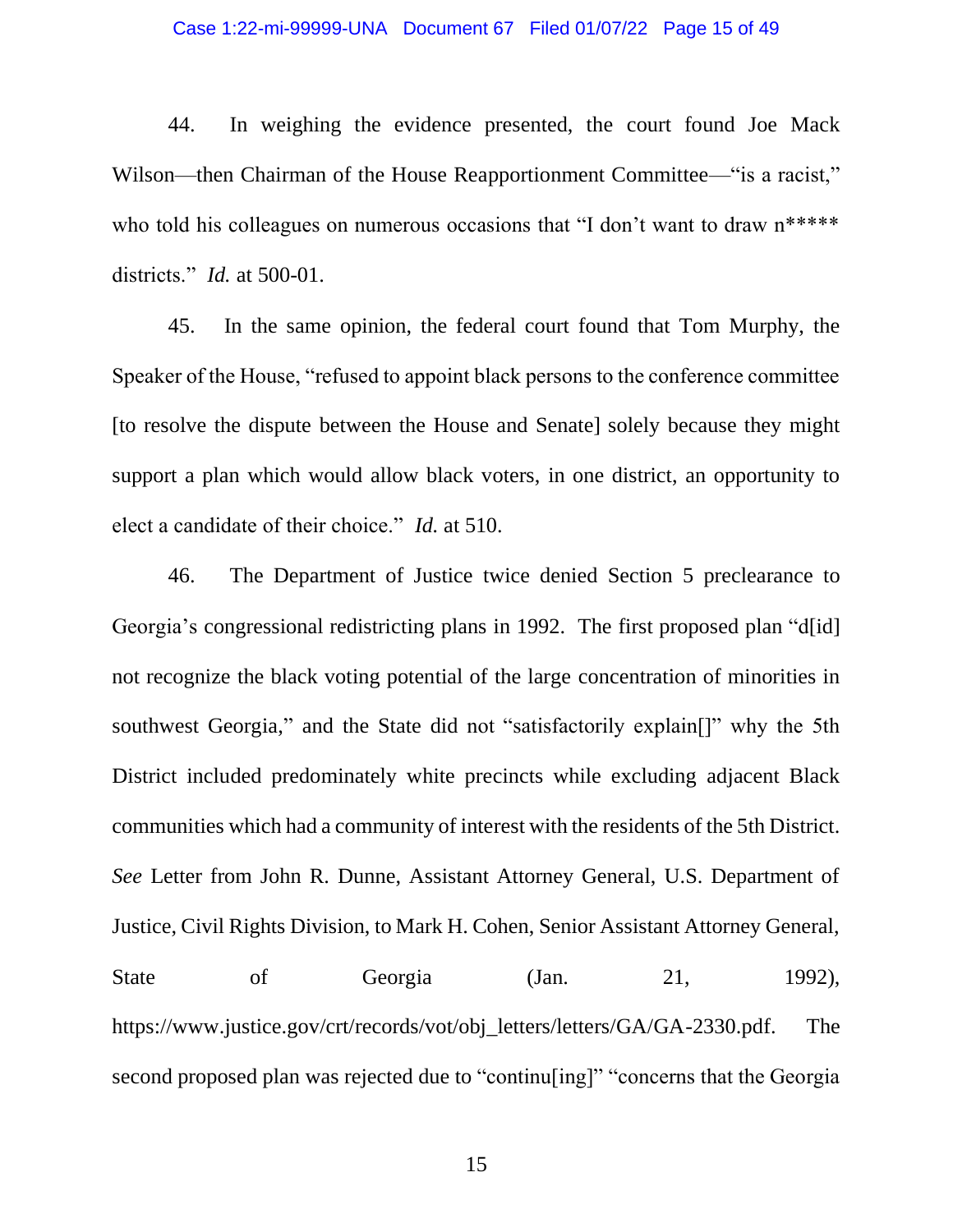44. In weighing the evidence presented, the court found Joe Mack Wilson—then Chairman of the House Reapportionment Committee—"is a racist," who told his colleagues on numerous occasions that "I don't want to draw n***** districts." *Id.* at 500-01.

45. In the same opinion, the federal court found that Tom Murphy, the Speaker of the House, "refused to appoint black persons to the conference committee [to resolve the dispute between the House and Senate] solely because they might support a plan which would allow black voters, in one district, an opportunity to elect a candidate of their choice." *Id.* at 510.

46. The Department of Justice twice denied Section 5 preclearance to Georgia's congressional redistricting plans in 1992. The first proposed plan "d[id] not recognize the black voting potential of the large concentration of minorities in southwest Georgia," and the State did not "satisfactorily explain[]" why the 5th District included predominately white precincts while excluding adjacent Black communities which had a community of interest with the residents of the 5th District. *See* Letter from John R. Dunne, Assistant Attorney General, U.S. Department of Justice, Civil Rights Division, to Mark H. Cohen, Senior Assistant Attorney General, State of Georgia (Jan. 21, 1992), https://www.justice.gov/crt/records/vot/obj_letters/letters/GA/GA-2330.pdf. The second proposed plan was rejected due to "continu[ing]" "concerns that the Georgia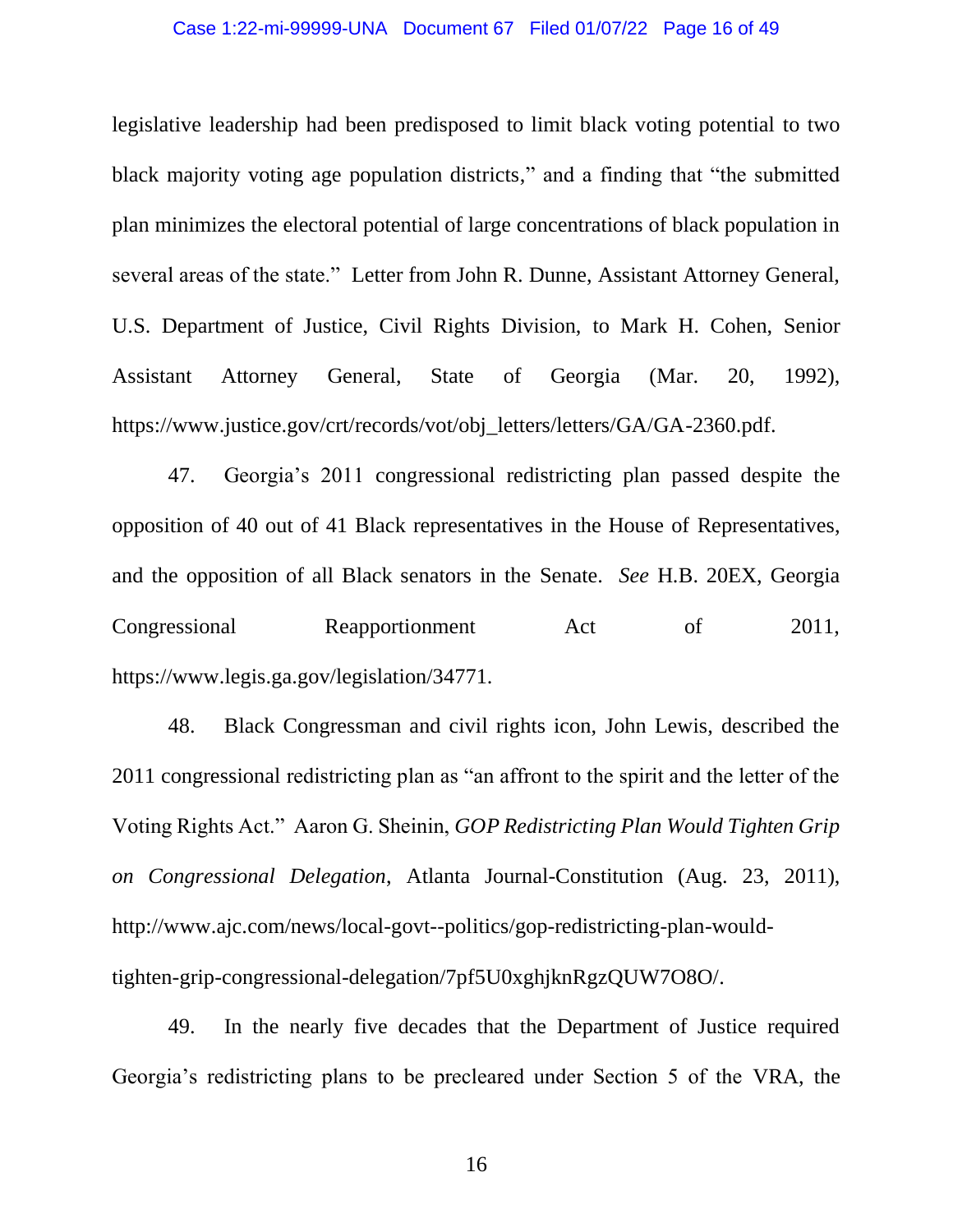legislative leadership had been predisposed to limit black voting potential to two black majority voting age population districts," and a finding that "the submitted plan minimizes the electoral potential of large concentrations of black population in several areas of the state." Letter from John R. Dunne, Assistant Attorney General, U.S. Department of Justice, Civil Rights Division, to Mark H. Cohen, Senior Assistant Attorney General, State of Georgia (Mar. 20, 1992), https://www.justice.gov/crt/records/vot/obj_letters/letters/GA/GA-2360.pdf.

47. Georgia's 2011 congressional redistricting plan passed despite the opposition of 40 out of 41 Black representatives in the House of Representatives, and the opposition of all Black senators in the Senate. *See* H.B. 20EX, Georgia Congressional Reapportionment Act of 2011, https://www.legis.ga.gov/legislation/34771.

48. Black Congressman and civil rights icon, John Lewis, described the 2011 congressional redistricting plan as "an affront to the spirit and the letter of the Voting Rights Act." Aaron G. Sheinin, *GOP Redistricting Plan Would Tighten Grip on Congressional Delegation*, Atlanta Journal-Constitution (Aug. 23, 2011), http://www.ajc.com/news/local-govt--politics/gop-redistricting-plan-would-tighten-grip-congressional-delegation/7pf5U0xghjknRgzQUW7O8O/.

49. In the nearly five decades that the Department of Justice required Georgia's redistricting plans to be precleared under Section 5 of the VRA, the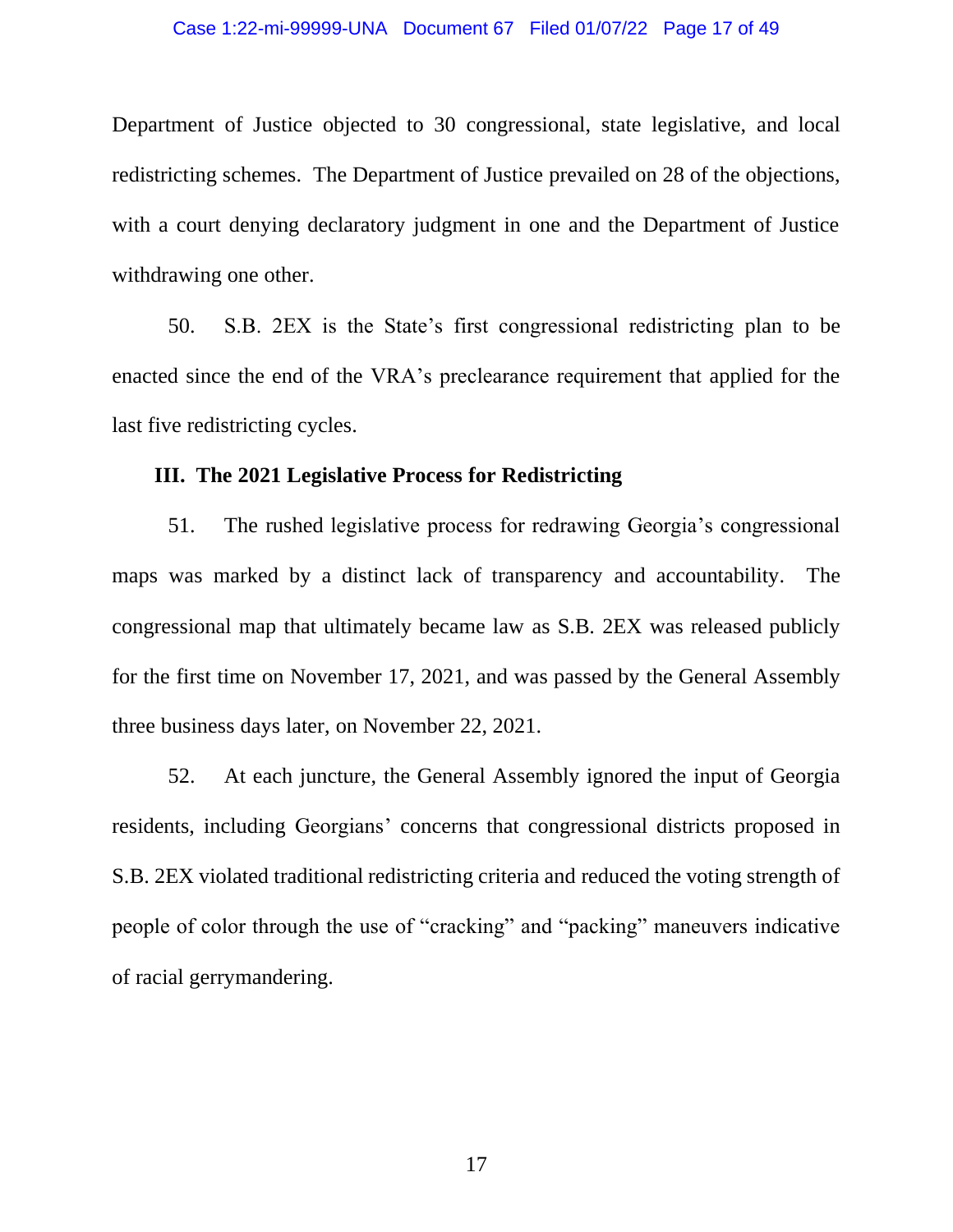Department of Justice objected to 30 congressional, state legislative, and local redistricting schemes. The Department of Justice prevailed on 28 of the objections, with a court denying declaratory judgment in one and the Department of Justice withdrawing one other.

50. S.B. 2EX is the State's first congressional redistricting plan to be enacted since the end of the VRA's preclearance requirement that applied for the last five redistricting cycles.

## III. The 2021 Legislative Process for Redistricting

51. The rushed legislative process for redrawing Georgia's congressional maps was marked by a distinct lack of transparency and accountability. The congressional map that ultimately became law as S.B. 2EX was released publicly for the first time on November 17, 2021, and was passed by the General Assembly three business days later, on November 22, 2021.

52. At each juncture, the General Assembly ignored the input of Georgia residents, including Georgians' concerns that congressional districts proposed in S.B. 2EX violated traditional redistricting criteria and reduced the voting strength of people of color through the use of "cracking" and "packing" maneuvers indicative of racial gerrymandering.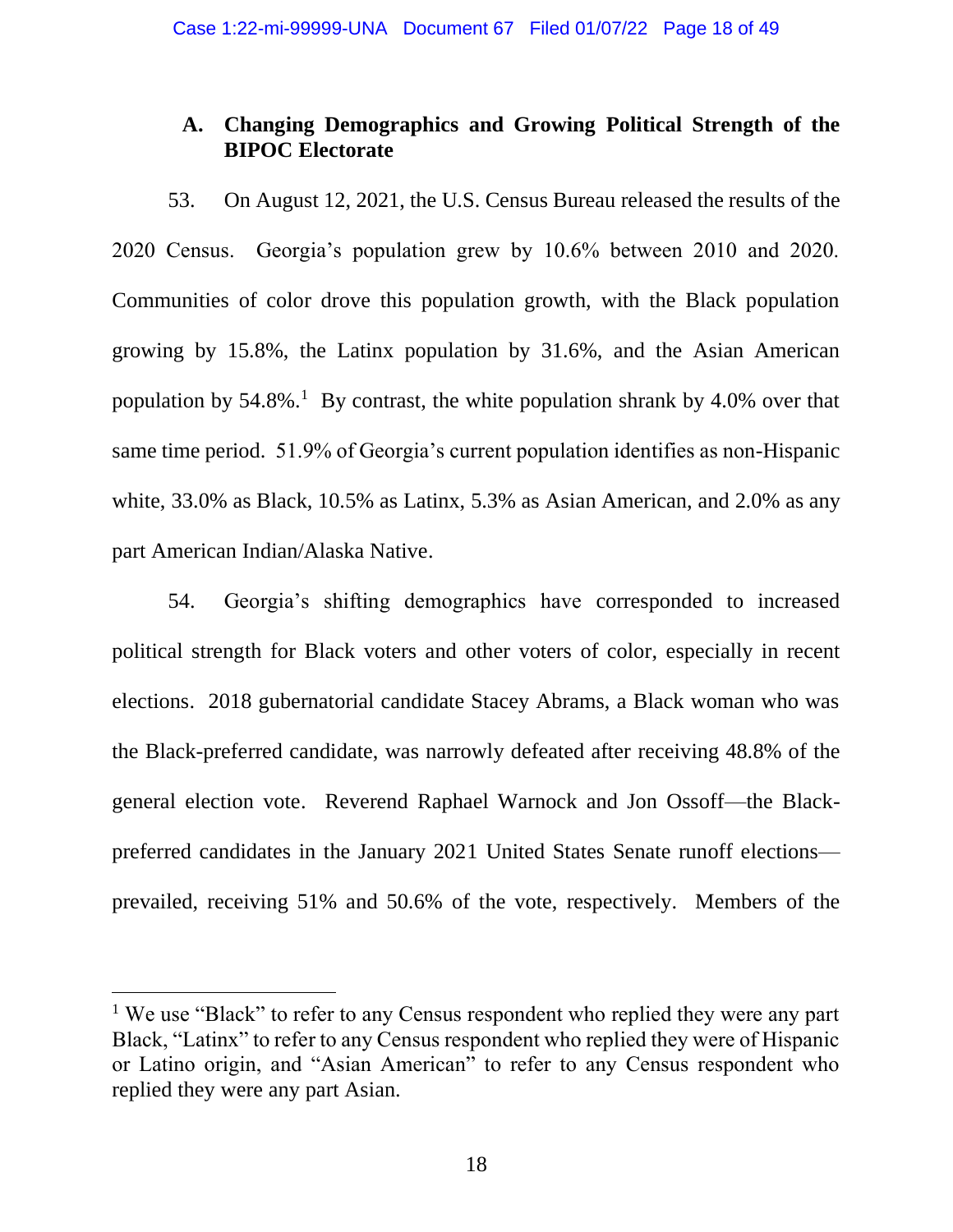### A. Changing Demographics and Growing Political Strength of the BIPOC Electorate

53. On August 12, 2021, the U.S. Census Bureau released the results of the 2020 Census. Georgia's population grew by 10.6% between 2010 and 2020. Communities of color drove this population growth, with the Black population growing by 15.8%, the Latinx population by 31.6%, and the Asian American population by 54.8%.[1] By contrast, the white population shrank by 4.0% over that same time period. 51.9% of Georgia's current population identifies as non-Hispanic white, 33.0% as Black, 10.5% as Latinx, 5.3% as Asian American, and 2.0% as any part American Indian/Alaska Native.

54. Georgia's shifting demographics have corresponded to increased political strength for Black voters and other voters of color, especially in recent elections. 2018 gubernatorial candidate Stacey Abrams, a Black woman who was the Black-preferred candidate, was narrowly defeated after receiving 48.8% of the general election vote. Reverend Raphael Warnock and Jon Ossoff—the Black-preferred candidates in the January 2021 United States Senate runoff elections—prevailed, receiving 51% and 50.6% of the vote, respectively. Members of the

---

[1] We use "Black" to refer to any Census respondent who replied they were any part Black, "Latinx" to refer to any Census respondent who replied they were of Hispanic or Latino origin, and "Asian American" to refer to any Census respondent who replied they were any part Asian.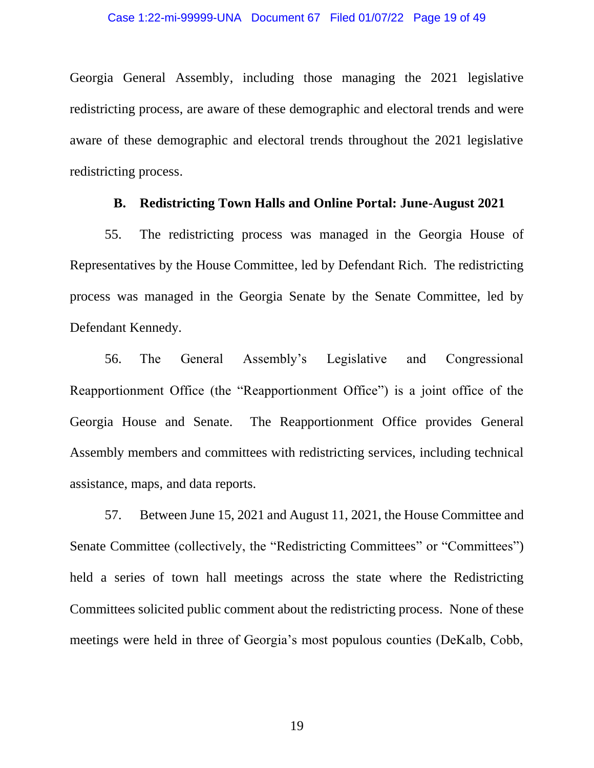Georgia General Assembly, including those managing the 2021 legislative redistricting process, are aware of these demographic and electoral trends and were aware of these demographic and electoral trends throughout the 2021 legislative redistricting process.

### B. Redistricting Town Halls and Online Portal: June-August 2021

55. The redistricting process was managed in the Georgia House of Representatives by the House Committee, led by Defendant Rich. The redistricting process was managed in the Georgia Senate by the Senate Committee, led by Defendant Kennedy.

56. The General Assembly's Legislative and Congressional Reapportionment Office (the "Reapportionment Office") is a joint office of the Georgia House and Senate. The Reapportionment Office provides General Assembly members and committees with redistricting services, including technical assistance, maps, and data reports.

57. Between June 15, 2021 and August 11, 2021, the House Committee and Senate Committee (collectively, the "Redistricting Committees" or "Committees") held a series of town hall meetings across the state where the Redistricting Committees solicited public comment about the redistricting process. None of these meetings were held in three of Georgia's most populous counties (DeKalb, Cobb,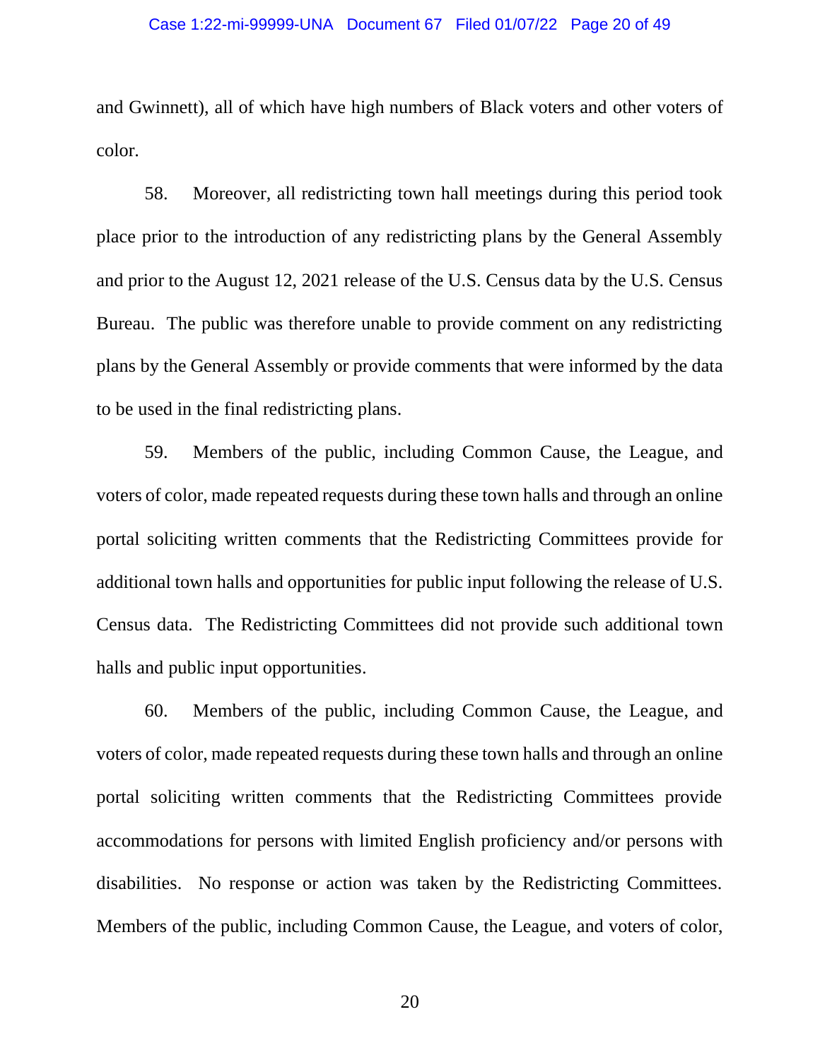and Gwinnett), all of which have high numbers of Black voters and other voters of color.

58. Moreover, all redistricting town hall meetings during this period took place prior to the introduction of any redistricting plans by the General Assembly and prior to the August 12, 2021 release of the U.S. Census data by the U.S. Census Bureau. The public was therefore unable to provide comment on any redistricting plans by the General Assembly or provide comments that were informed by the data to be used in the final redistricting plans.

59. Members of the public, including Common Cause, the League, and voters of color, made repeated requests during these town halls and through an online portal soliciting written comments that the Redistricting Committees provide for additional town halls and opportunities for public input following the release of U.S. Census data. The Redistricting Committees did not provide such additional town halls and public input opportunities.

60. Members of the public, including Common Cause, the League, and voters of color, made repeated requests during these town halls and through an online portal soliciting written comments that the Redistricting Committees provide accommodations for persons with limited English proficiency and/or persons with disabilities. No response or action was taken by the Redistricting Committees. Members of the public, including Common Cause, the League, and voters of color,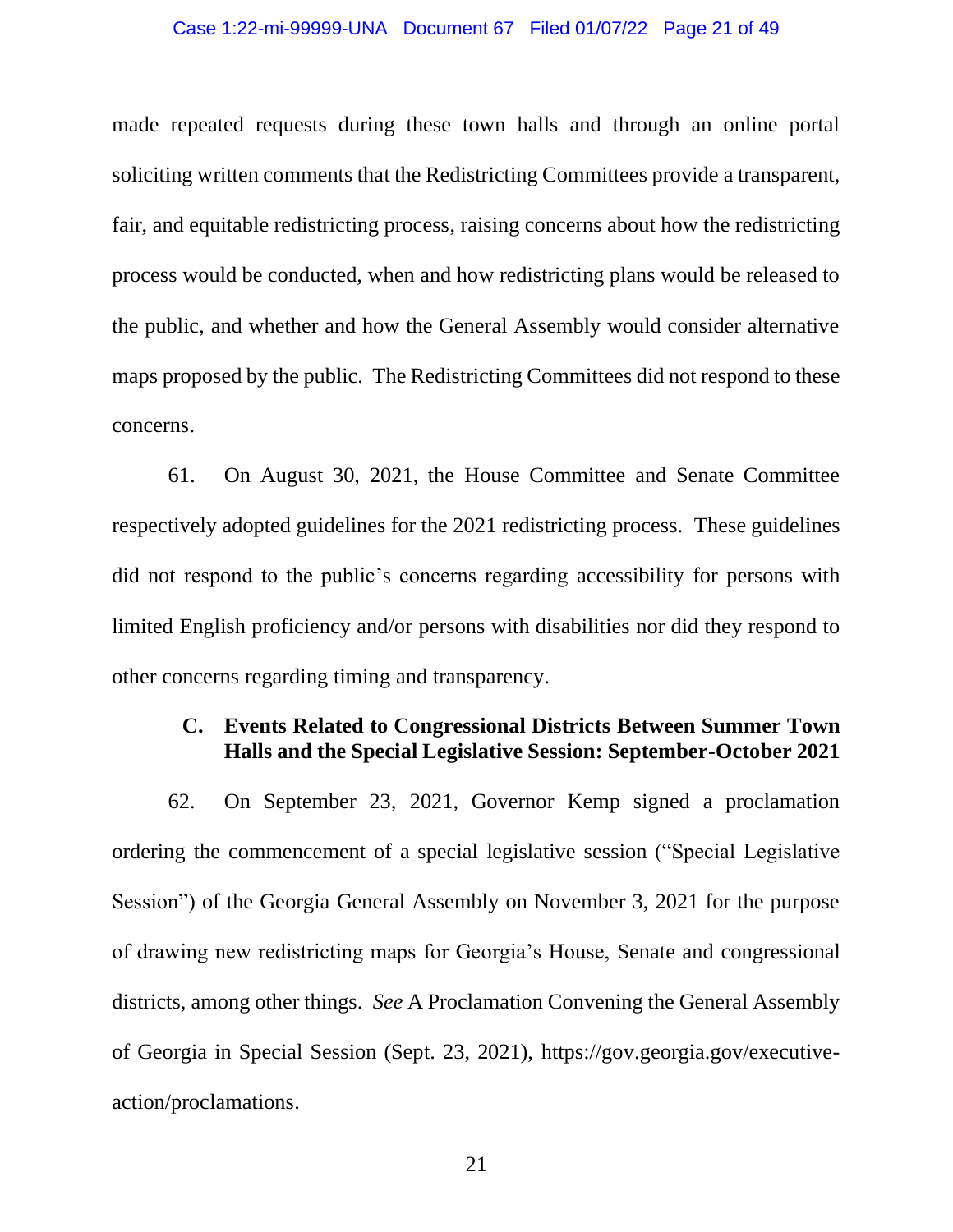made repeated requests during these town halls and through an online portal soliciting written comments that the Redistricting Committees provide a transparent, fair, and equitable redistricting process, raising concerns about how the redistricting process would be conducted, when and how redistricting plans would be released to the public, and whether and how the General Assembly would consider alternative maps proposed by the public. The Redistricting Committees did not respond to these concerns.

61. On August 30, 2021, the House Committee and Senate Committee respectively adopted guidelines for the 2021 redistricting process. These guidelines did not respond to the public's concerns regarding accessibility for persons with limited English proficiency and/or persons with disabilities nor did they respond to other concerns regarding timing and transparency.

### C. Events Related to Congressional Districts Between Summer Town Halls and the Special Legislative Session: September-October 2021

62. On September 23, 2021, Governor Kemp signed a proclamation ordering the commencement of a special legislative session ("Special Legislative Session") of the Georgia General Assembly on November 3, 2021 for the purpose of drawing new redistricting maps for Georgia's House, Senate and congressional districts, among other things. *See* A Proclamation Convening the General Assembly of Georgia in Special Session (Sept. 23, 2021), https://gov.georgia.gov/executive-action/proclamations.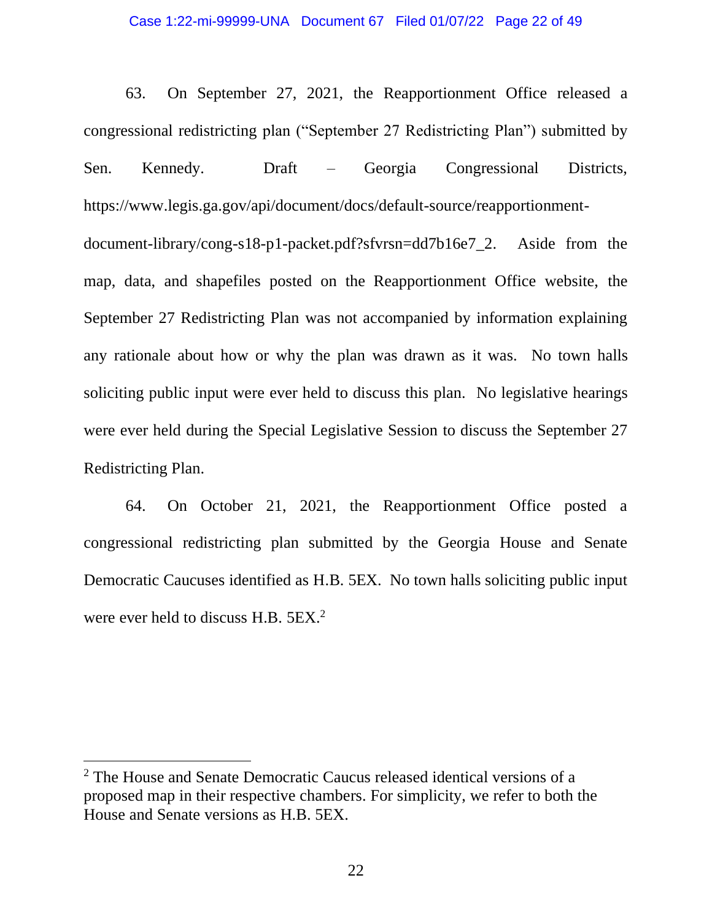63. On September 27, 2021, the Reapportionment Office released a congressional redistricting plan ("September 27 Redistricting Plan") submitted by Sen. Kennedy. Draft – Georgia Congressional Districts, https://www.legis.ga.gov/api/document/docs/default-source/reapportionment-document-library/cong-s18-p1-packet.pdf?sfvrsn=dd7b16e7_2. Aside from the map, data, and shapefiles posted on the Reapportionment Office website, the September 27 Redistricting Plan was not accompanied by information explaining any rationale about how or why the plan was drawn as it was. No town halls soliciting public input were ever held to discuss this plan. No legislative hearings were ever held during the Special Legislative Session to discuss the September 27 Redistricting Plan.

64. On October 21, 2021, the Reapportionment Office posted a congressional redistricting plan submitted by the Georgia House and Senate Democratic Caucuses identified as H.B. 5EX. No town halls soliciting public input were ever held to discuss H.B. 5EX.[2]

[2] The House and Senate Democratic Caucus released identical versions of a proposed map in their respective chambers. For simplicity, we refer to both the House and Senate versions as H.B. 5EX.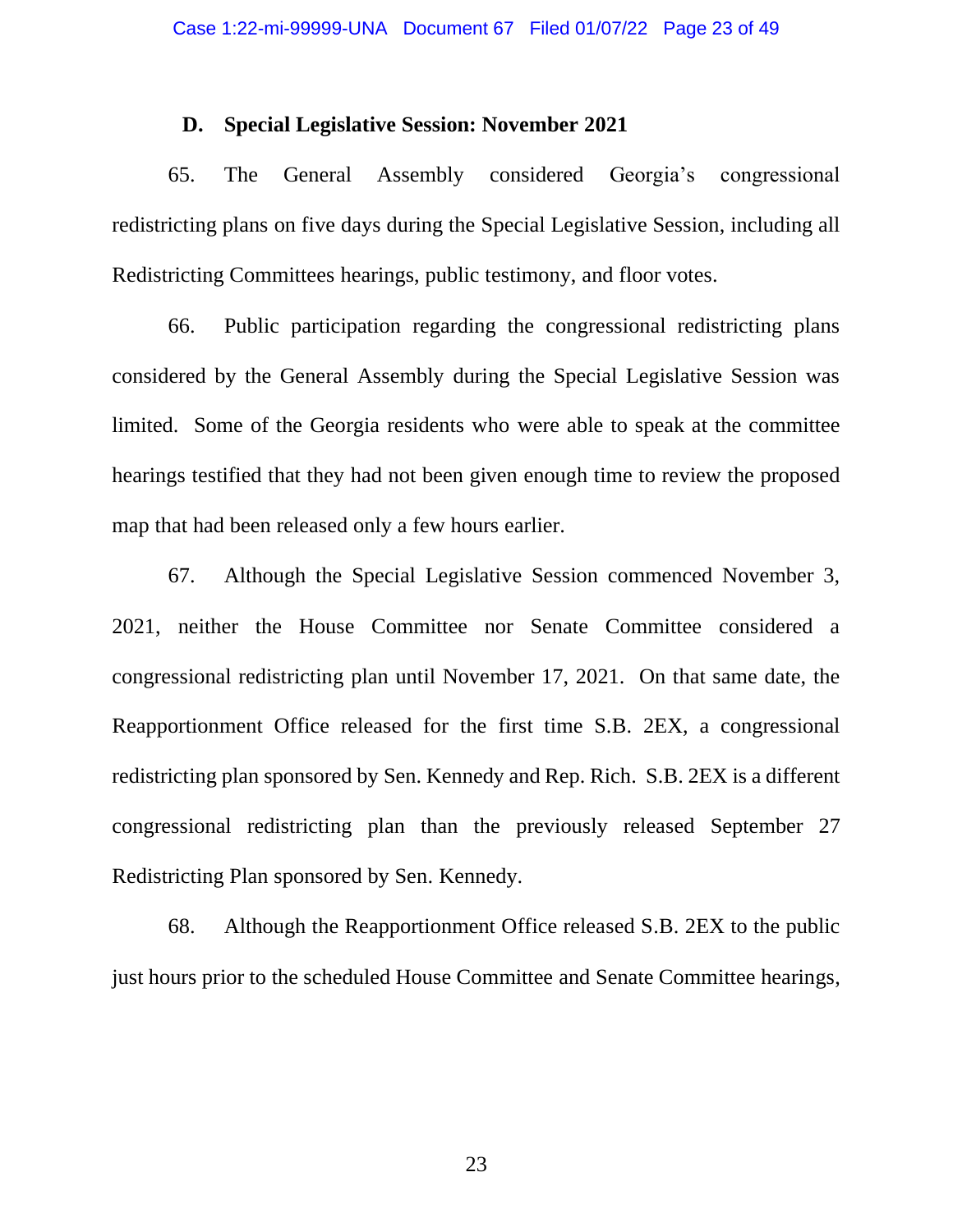### D. Special Legislative Session: November 2021

65. The General Assembly considered Georgia's congressional redistricting plans on five days during the Special Legislative Session, including all Redistricting Committees hearings, public testimony, and floor votes.

66. Public participation regarding the congressional redistricting plans considered by the General Assembly during the Special Legislative Session was limited. Some of the Georgia residents who were able to speak at the committee hearings testified that they had not been given enough time to review the proposed map that had been released only a few hours earlier.

67. Although the Special Legislative Session commenced November 3, 2021, neither the House Committee nor Senate Committee considered a congressional redistricting plan until November 17, 2021. On that same date, the Reapportionment Office released for the first time S.B. 2EX, a congressional redistricting plan sponsored by Sen. Kennedy and Rep. Rich. S.B. 2EX is a different congressional redistricting plan than the previously released September 27 Redistricting Plan sponsored by Sen. Kennedy.

68. Although the Reapportionment Office released S.B. 2EX to the public just hours prior to the scheduled House Committee and Senate Committee hearings,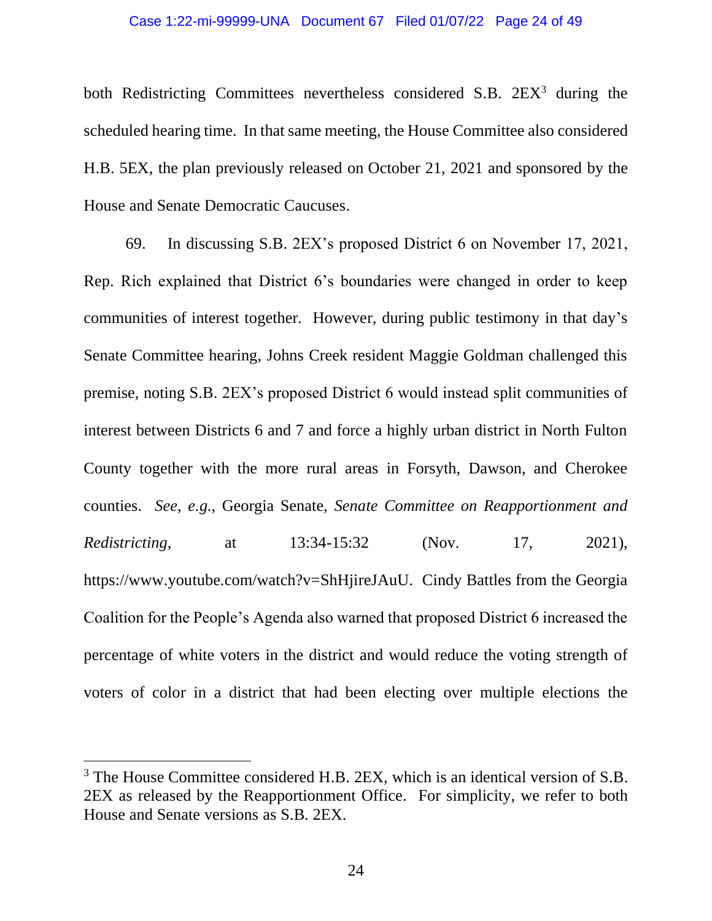both Redistricting Committees nevertheless considered S.B. 2EX[3] during the scheduled hearing time. In that same meeting, the House Committee also considered H.B. 5EX, the plan previously released on October 21, 2021 and sponsored by the House and Senate Democratic Caucuses.

69. In discussing S.B. 2EX's proposed District 6 on November 17, 2021, Rep. Rich explained that District 6's boundaries were changed in order to keep communities of interest together. However, during public testimony in that day's Senate Committee hearing, Johns Creek resident Maggie Goldman challenged this premise, noting S.B. 2EX's proposed District 6 would instead split communities of interest between Districts 6 and 7 and force a highly urban district in North Fulton County together with the more rural areas in Forsyth, Dawson, and Cherokee counties. *See, e.g.*, Georgia Senate, *Senate Committee on Reapportionment and Redistricting*, at 13:34-15:32 (Nov. 17, 2021), https://www.youtube.com/watch?v=ShHjireJAuU. Cindy Battles from the Georgia Coalition for the People's Agenda also warned that proposed District 6 increased the percentage of white voters in the district and would reduce the voting strength of voters of color in a district that had been electing over multiple elections the

[3] The House Committee considered H.B. 2EX, which is an identical version of S.B. 2EX as released by the Reapportionment Office. For simplicity, we refer to both House and Senate versions as S.B. 2EX.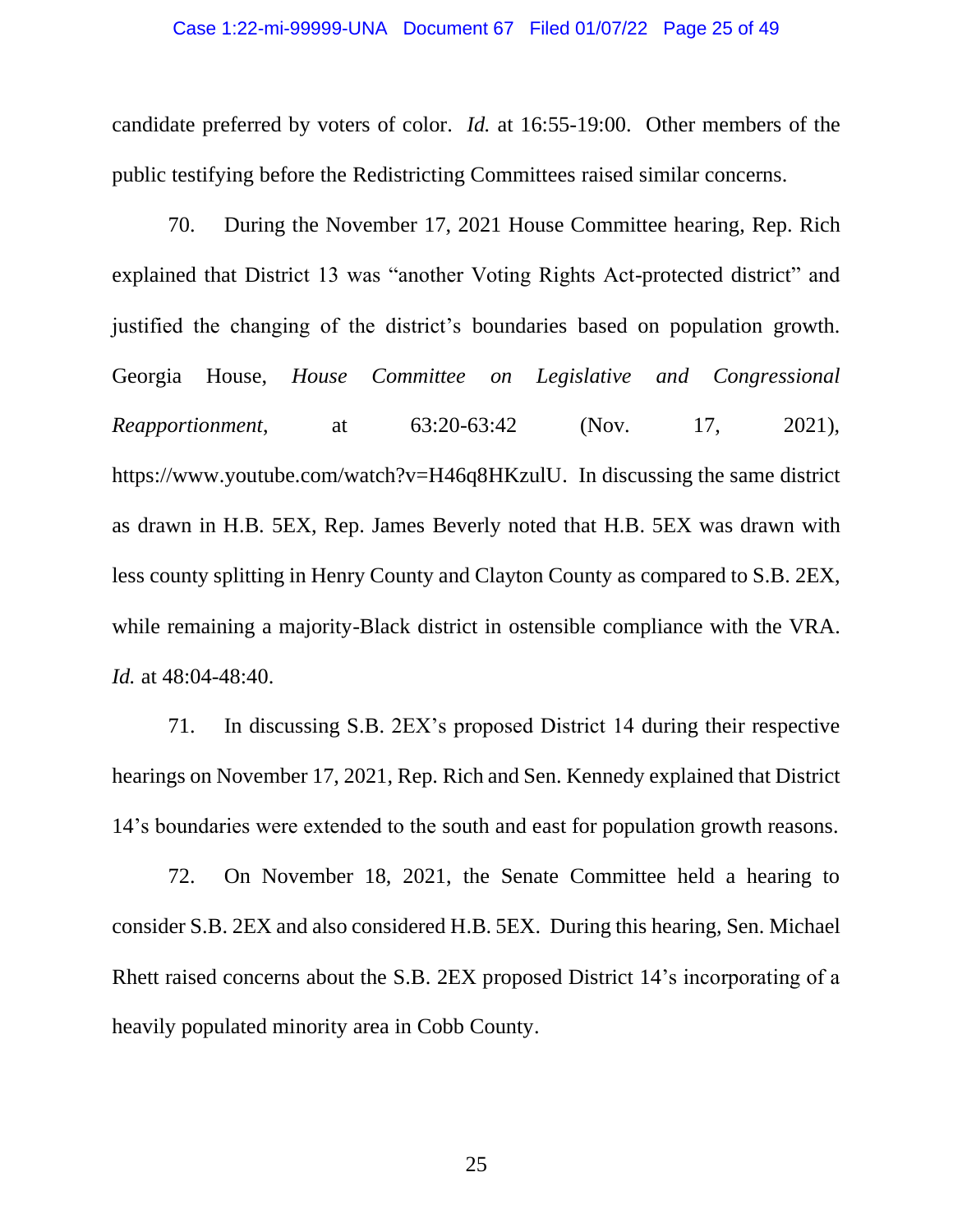candidate preferred by voters of color. *Id.* at 16:55-19:00. Other members of the public testifying before the Redistricting Committees raised similar concerns.

70. During the November 17, 2021 House Committee hearing, Rep. Rich explained that District 13 was "another Voting Rights Act-protected district" and justified the changing of the district's boundaries based on population growth. Georgia House, *House Committee on Legislative and Congressional Reapportionment*, at 63:20-63:42 (Nov. 17, 2021), https://www.youtube.com/watch?v=H46q8HKzulU. In discussing the same district as drawn in H.B. 5EX, Rep. James Beverly noted that H.B. 5EX was drawn with less county splitting in Henry County and Clayton County as compared to S.B. 2EX, while remaining a majority-Black district in ostensible compliance with the VRA. *Id.* at 48:04-48:40.

71. In discussing S.B. 2EX's proposed District 14 during their respective hearings on November 17, 2021, Rep. Rich and Sen. Kennedy explained that District 14's boundaries were extended to the south and east for population growth reasons.

72. On November 18, 2021, the Senate Committee held a hearing to consider S.B. 2EX and also considered H.B. 5EX. During this hearing, Sen. Michael Rhett raised concerns about the S.B. 2EX proposed District 14's incorporating of a heavily populated minority area in Cobb County.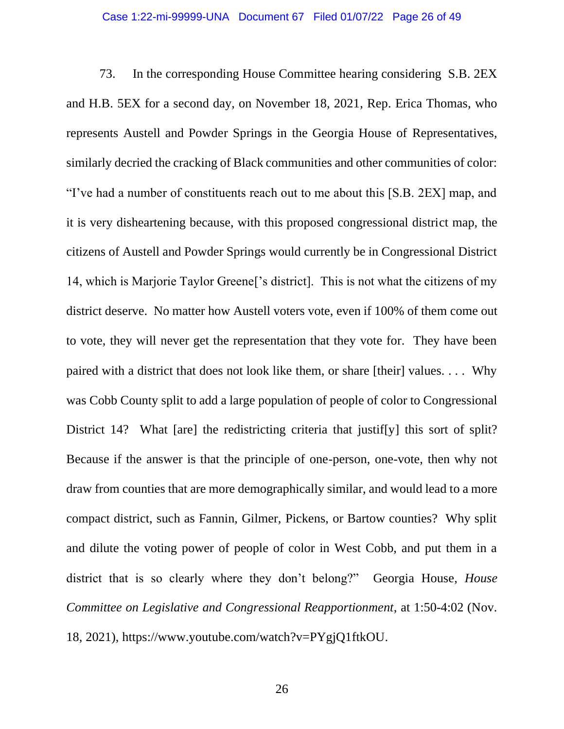73. In the corresponding House Committee hearing considering S.B. 2EX and H.B. 5EX for a second day, on November 18, 2021, Rep. Erica Thomas, who represents Austell and Powder Springs in the Georgia House of Representatives, similarly decried the cracking of Black communities and other communities of color: "I've had a number of constituents reach out to me about this [S.B. 2EX] map, and it is very disheartening because, with this proposed congressional district map, the citizens of Austell and Powder Springs would currently be in Congressional District 14, which is Marjorie Taylor Greene['s district]. This is not what the citizens of my district deserve. No matter how Austell voters vote, even if 100% of them come out to vote, they will never get the representation that they vote for. They have been paired with a district that does not look like them, or share [their] values. . . . Why was Cobb County split to add a large population of people of color to Congressional District 14? What [are] the redistricting criteria that justif[y] this sort of split? Because if the answer is that the principle of one-person, one-vote, then why not draw from counties that are more demographically similar, and would lead to a more compact district, such as Fannin, Gilmer, Pickens, or Bartow counties? Why split and dilute the voting power of people of color in West Cobb, and put them in a district that is so clearly where they don't belong?" Georgia House, *House Committee on Legislative and Congressional Reapportionment*, at 1:50-4:02 (Nov. 18, 2021), https://www.youtube.com/watch?v=PYgjQ1ftkOU.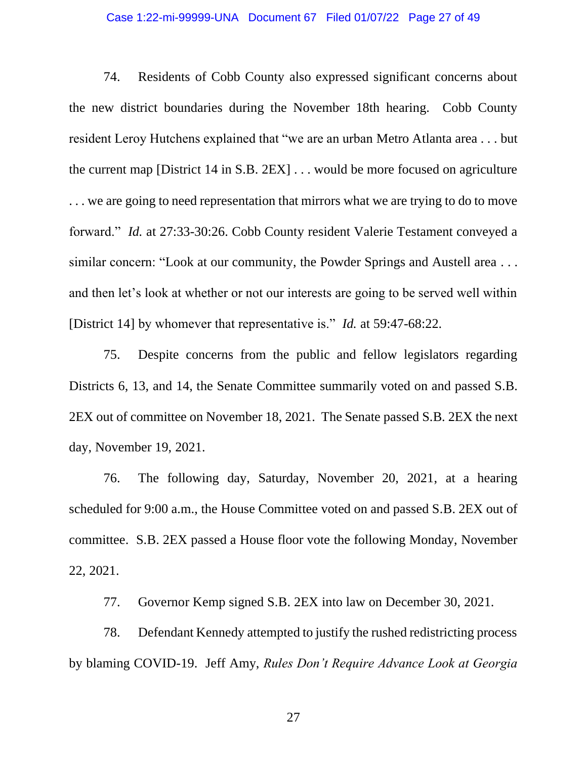74. Residents of Cobb County also expressed significant concerns about the new district boundaries during the November 18th hearing. Cobb County resident Leroy Hutchens explained that "we are an urban Metro Atlanta area . . . but the current map [District 14 in S.B. 2EX] . . . would be more focused on agriculture . . . we are going to need representation that mirrors what we are trying to do to move forward." *Id.* at 27:33-30:26. Cobb County resident Valerie Testament conveyed a similar concern: "Look at our community, the Powder Springs and Austell area . . . and then let's look at whether or not our interests are going to be served well within [District 14] by whomever that representative is." *Id.* at 59:47-68:22.

75. Despite concerns from the public and fellow legislators regarding Districts 6, 13, and 14, the Senate Committee summarily voted on and passed S.B. 2EX out of committee on November 18, 2021. The Senate passed S.B. 2EX the next day, November 19, 2021.

76. The following day, Saturday, November 20, 2021, at a hearing scheduled for 9:00 a.m., the House Committee voted on and passed S.B. 2EX out of committee. S.B. 2EX passed a House floor vote the following Monday, November 22, 2021.

77. Governor Kemp signed S.B. 2EX into law on December 30, 2021.

78. Defendant Kennedy attempted to justify the rushed redistricting process by blaming COVID-19. Jeff Amy, *Rules Don't Require Advance Look at Georgia*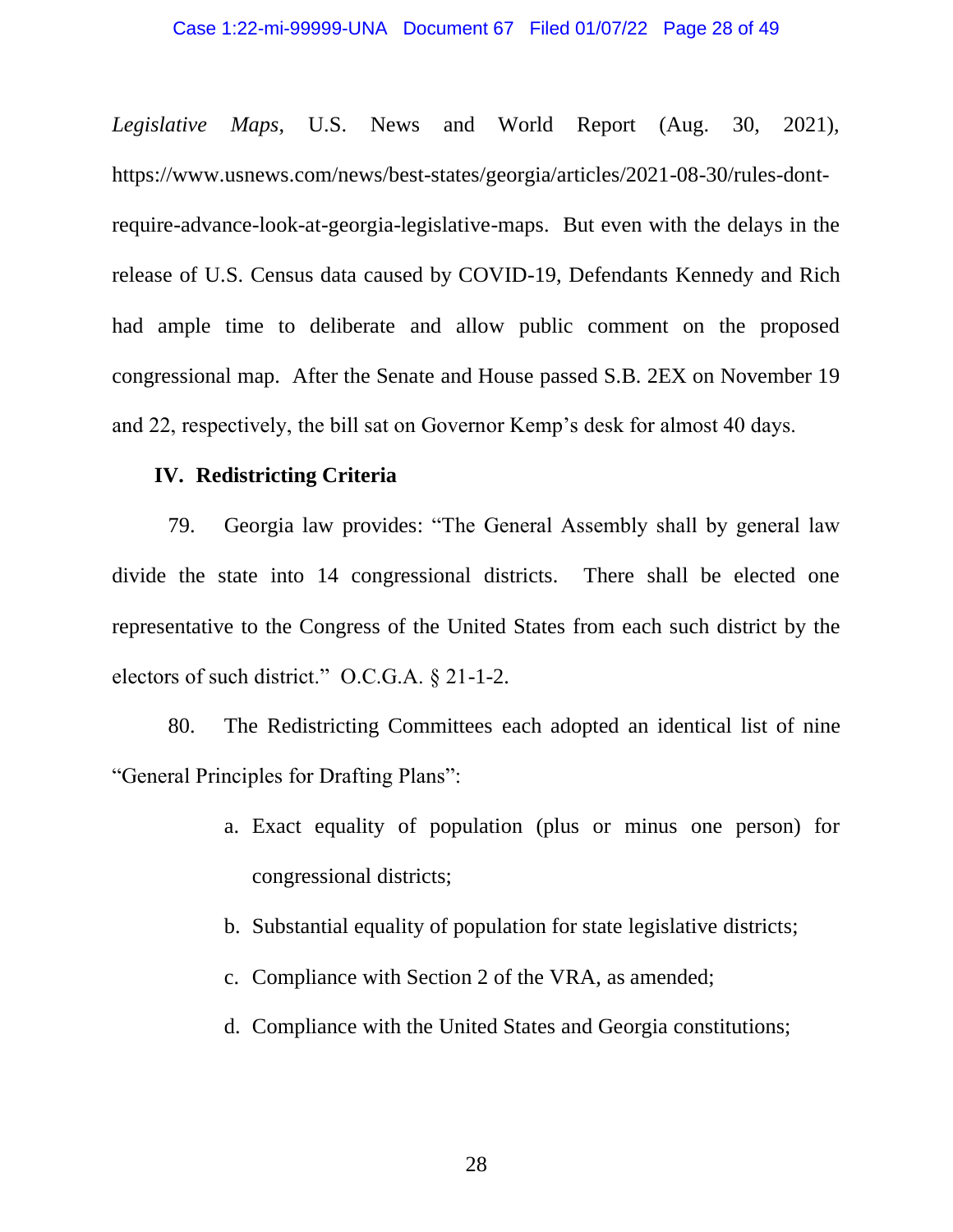*Legislative Maps*, U.S. News and World Report (Aug. 30, 2021), https://www.usnews.com/news/best-states/georgia/articles/2021-08-30/rules-dont-require-advance-look-at-georgia-legislative-maps. But even with the delays in the release of U.S. Census data caused by COVID-19, Defendants Kennedy and Rich had ample time to deliberate and allow public comment on the proposed congressional map. After the Senate and House passed S.B. 2EX on November 19 and 22, respectively, the bill sat on Governor Kemp's desk for almost 40 days.

### IV. Redistricting Criteria

79. Georgia law provides: "The General Assembly shall by general law divide the state into 14 congressional districts. There shall be elected one representative to the Congress of the United States from each such district by the electors of such district." O.C.G.A. § 21-1-2.

80. The Redistricting Committees each adopted an identical list of nine "General Principles for Drafting Plans":

a. Exact equality of population (plus or minus one person) for congressional districts;

b. Substantial equality of population for state legislative districts;

c. Compliance with Section 2 of the VRA, as amended;

d. Compliance with the United States and Georgia constitutions;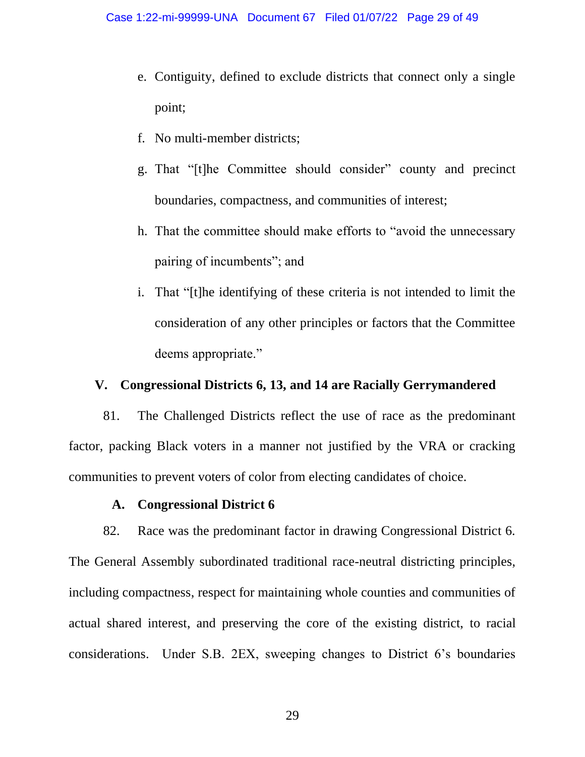e. Contiguity, defined to exclude districts that connect only a single point;

f. No multi-member districts;

g. That "[t]he Committee should consider" county and precinct boundaries, compactness, and communities of interest;

h. That the committee should make efforts to "avoid the unnecessary pairing of incumbents"; and

i. That "[t]he identifying of these criteria is not intended to limit the consideration of any other principles or factors that the Committee deems appropriate."

## V. Congressional Districts 6, 13, and 14 are Racially Gerrymandered

81. The Challenged Districts reflect the use of race as the predominant factor, packing Black voters in a manner not justified by the VRA or cracking communities to prevent voters of color from electing candidates of choice.

### A. Congressional District 6

82. Race was the predominant factor in drawing Congressional District 6. The General Assembly subordinated traditional race-neutral districting principles, including compactness, respect for maintaining whole counties and communities of actual shared interest, and preserving the core of the existing district, to racial considerations. Under S.B. 2EX, sweeping changes to District 6's boundaries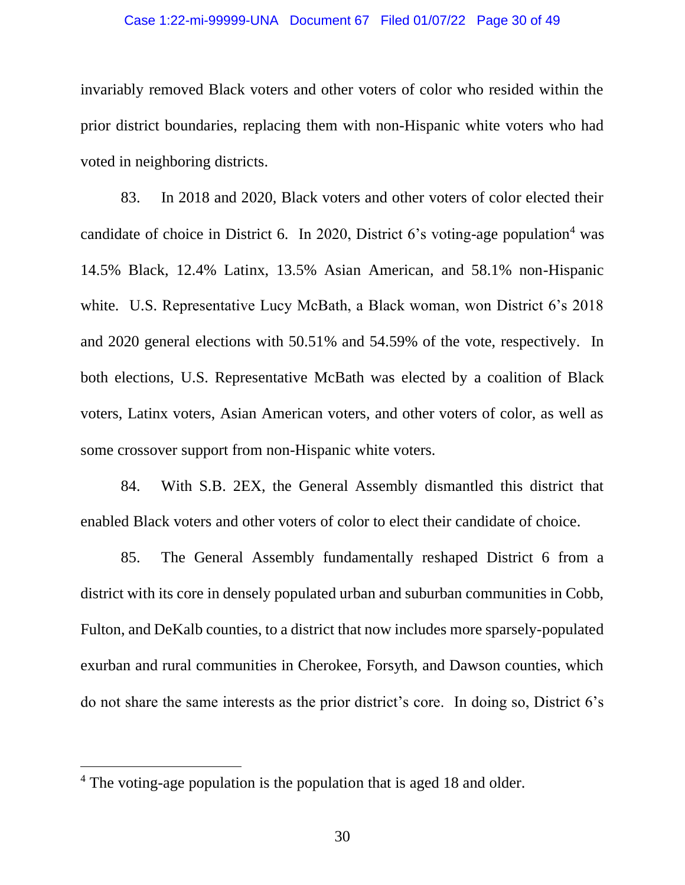invariably removed Black voters and other voters of color who resided within the prior district boundaries, replacing them with non-Hispanic white voters who had voted in neighboring districts.

83. In 2018 and 2020, Black voters and other voters of color elected their candidate of choice in District 6. In 2020, District 6's voting-age population[4] was 14.5% Black, 12.4% Latinx, 13.5% Asian American, and 58.1% non-Hispanic white. U.S. Representative Lucy McBath, a Black woman, won District 6's 2018 and 2020 general elections with 50.51% and 54.59% of the vote, respectively. In both elections, U.S. Representative McBath was elected by a coalition of Black voters, Latinx voters, Asian American voters, and other voters of color, as well as some crossover support from non-Hispanic white voters.

84. With S.B. 2EX, the General Assembly dismantled this district that enabled Black voters and other voters of color to elect their candidate of choice.

85. The General Assembly fundamentally reshaped District 6 from a district with its core in densely populated urban and suburban communities in Cobb, Fulton, and DeKalb counties, to a district that now includes more sparsely-populated exurban and rural communities in Cherokee, Forsyth, and Dawson counties, which do not share the same interests as the prior district's core. In doing so, District 6's

---

[4] The voting-age population is the population that is aged 18 and older.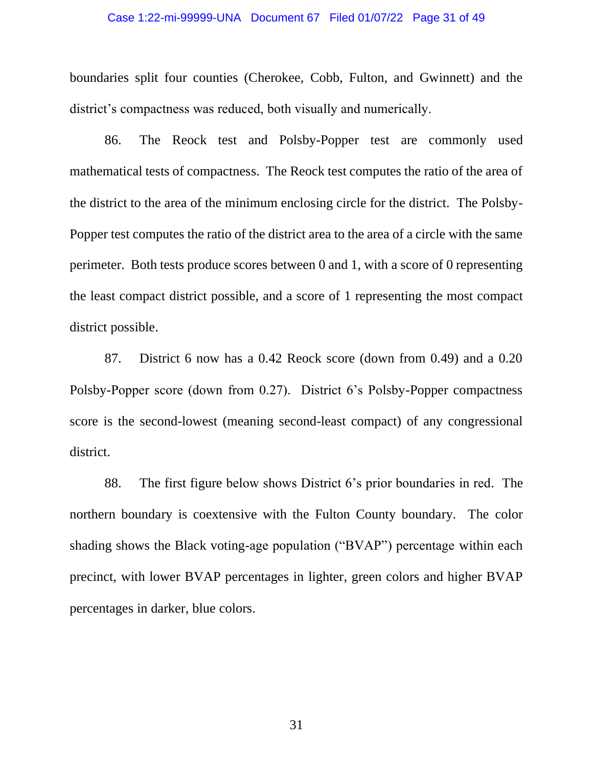boundaries split four counties (Cherokee, Cobb, Fulton, and Gwinnett) and the district's compactness was reduced, both visually and numerically.

86. The Reock test and Polsby-Popper test are commonly used mathematical tests of compactness. The Reock test computes the ratio of the area of the district to the area of the minimum enclosing circle for the district. The Polsby-Popper test computes the ratio of the district area to the area of a circle with the same perimeter. Both tests produce scores between 0 and 1, with a score of 0 representing the least compact district possible, and a score of 1 representing the most compact district possible.

87. District 6 now has a 0.42 Reock score (down from 0.49) and a 0.20 Polsby-Popper score (down from 0.27). District 6's Polsby-Popper compactness score is the second-lowest (meaning second-least compact) of any congressional district.

88. The first figure below shows District 6's prior boundaries in red. The northern boundary is coextensive with the Fulton County boundary. The color shading shows the Black voting-age population ("BVAP") percentage within each precinct, with lower BVAP percentages in lighter, green colors and higher BVAP percentages in darker, blue colors.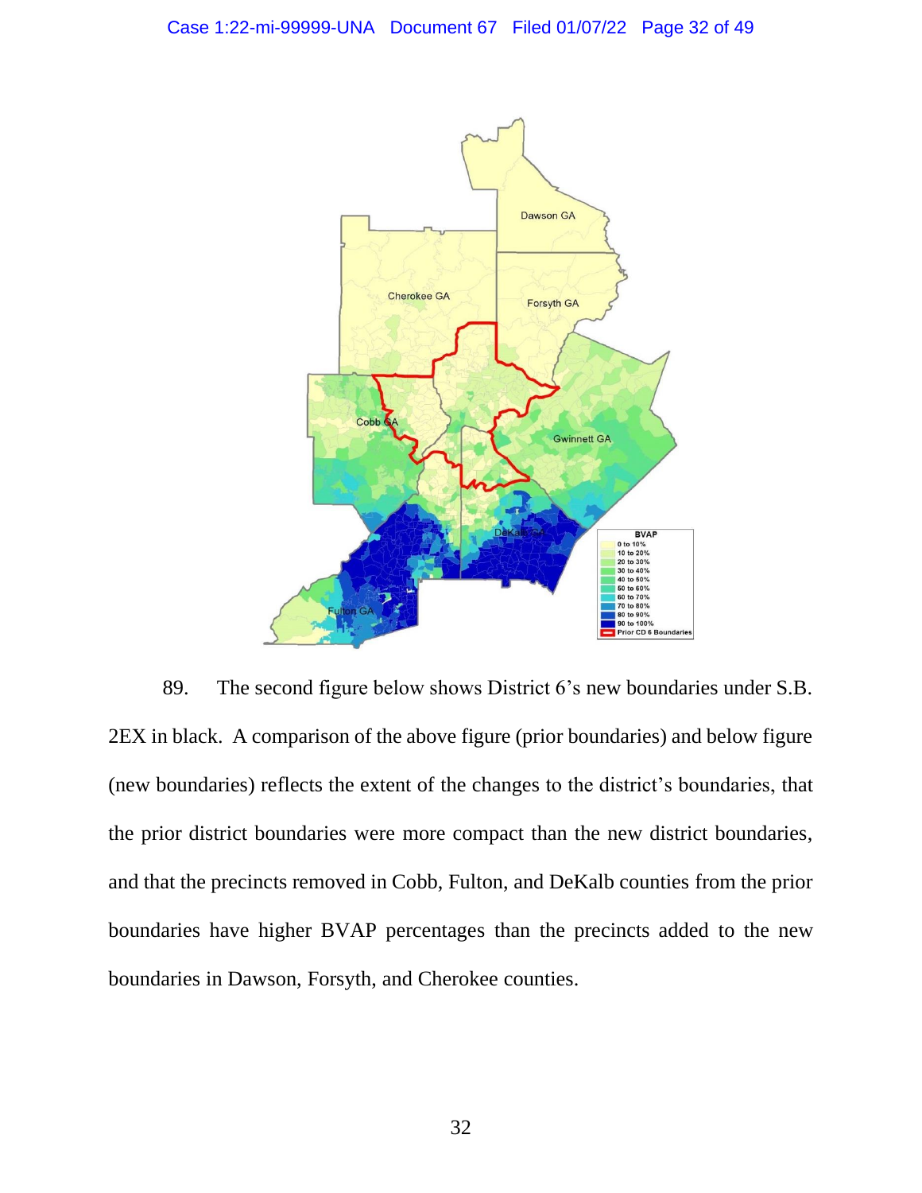89. The second figure below shows District 6's new boundaries under S.B. 2EX in black. A comparison of the above figure (prior boundaries) and below figure (new boundaries) reflects the extent of the changes to the district's boundaries, that the prior district boundaries were more compact than the new district boundaries, and that the precincts removed in Cobb, Fulton, and DeKalb counties from the prior boundaries have higher BVAP percentages than the precincts added to the new boundaries in Dawson, Forsyth, and Cherokee counties.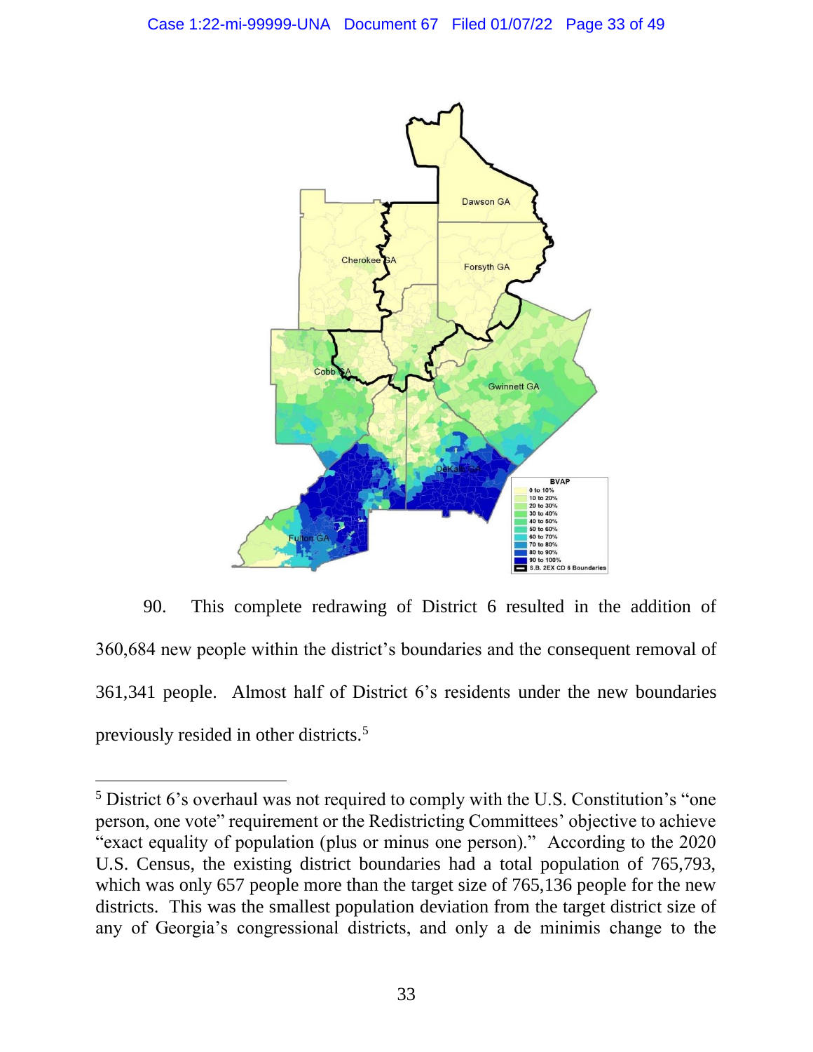90. This complete redrawing of District 6 resulted in the addition of 360,684 new people within the district's boundaries and the consequent removal of 361,341 people. Almost half of District 6's residents under the new boundaries previously resided in other districts.[5]

---

[5] District 6's overhaul was not required to comply with the U.S. Constitution's "one person, one vote" requirement or the Redistricting Committees' objective to achieve "exact equality of population (plus or minus one person)." According to the 2020 U.S. Census, the existing district boundaries had a total population of 765,793, which was only 657 people more than the target size of 765,136 people for the new districts. This was the smallest population deviation from the target district size of any of Georgia's congressional districts, and only a de minimis change to the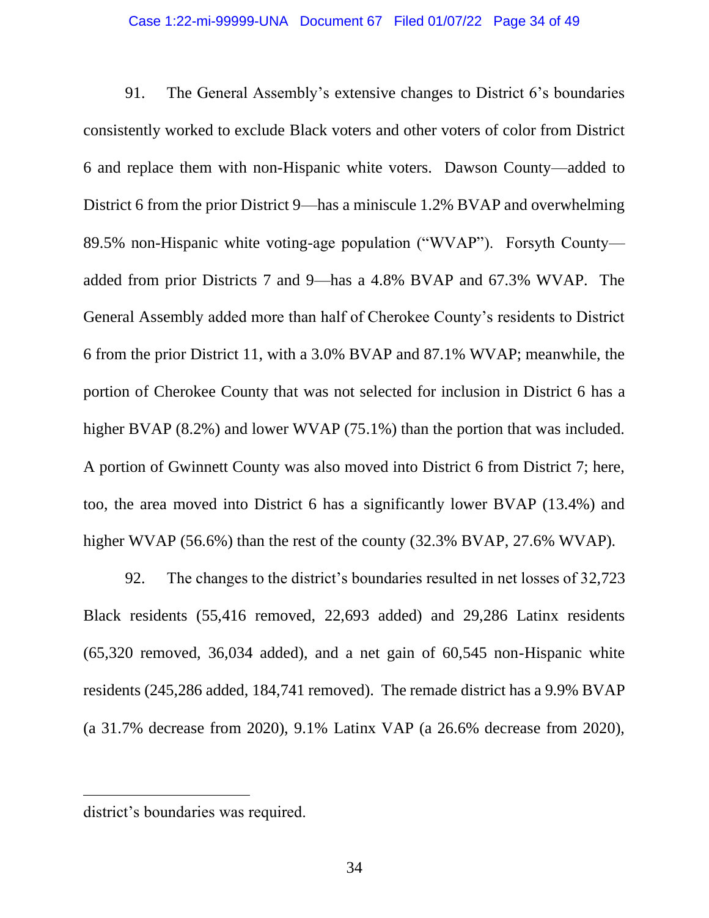91. The General Assembly's extensive changes to District 6's boundaries consistently worked to exclude Black voters and other voters of color from District 6 and replace them with non-Hispanic white voters. Dawson County—added to District 6 from the prior District 9—has a miniscule 1.2% BVAP and overwhelming 89.5% non-Hispanic white voting-age population ("WVAP"). Forsyth County—added from prior Districts 7 and 9—has a 4.8% BVAP and 67.3% WVAP. The General Assembly added more than half of Cherokee County's residents to District 6 from the prior District 11, with a 3.0% BVAP and 87.1% WVAP; meanwhile, the portion of Cherokee County that was not selected for inclusion in District 6 has a higher BVAP (8.2%) and lower WVAP (75.1%) than the portion that was included. A portion of Gwinnett County was also moved into District 6 from District 7; here, too, the area moved into District 6 has a significantly lower BVAP (13.4%) and higher WVAP (56.6%) than the rest of the county (32.3% BVAP, 27.6% WVAP).

92. The changes to the district's boundaries resulted in net losses of 32,723 Black residents (55,416 removed, 22,693 added) and 29,286 Latinx residents (65,320 removed, 36,034 added), and a net gain of 60,545 non-Hispanic white residents (245,286 added, 184,741 removed). The remade district has a 9.9% BVAP (a 31.7% decrease from 2020), 9.1% Latinx VAP (a 26.6% decrease from 2020),

---

district's boundaries was required.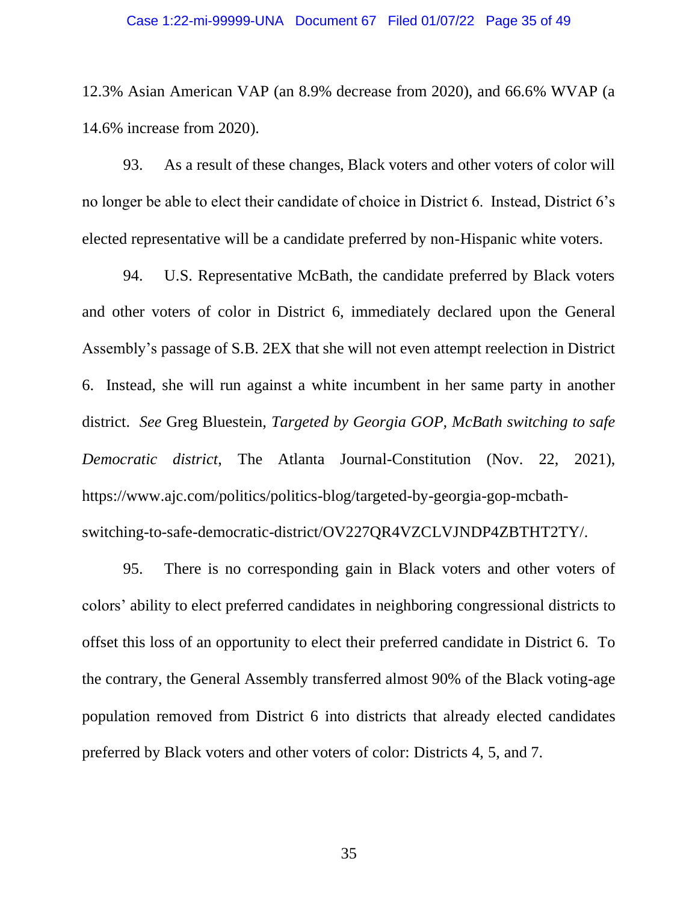12.3% Asian American VAP (an 8.9% decrease from 2020), and 66.6% WVAP (a 14.6% increase from 2020).

93. As a result of these changes, Black voters and other voters of color will no longer be able to elect their candidate of choice in District 6. Instead, District 6's elected representative will be a candidate preferred by non-Hispanic white voters.

94. U.S. Representative McBath, the candidate preferred by Black voters and other voters of color in District 6, immediately declared upon the General Assembly's passage of S.B. 2EX that she will not even attempt reelection in District 6. Instead, she will run against a white incumbent in her same party in another district. *See* Greg Bluestein, *Targeted by Georgia GOP, McBath switching to safe Democratic district*, The Atlanta Journal-Constitution (Nov. 22, 2021), https://www.ajc.com/politics/politics-blog/targeted-by-georgia-gop-mcbath-switching-to-safe-democratic-district/OV227QR4VZCLVJNDP4ZBTHT2TY/.

95. There is no corresponding gain in Black voters and other voters of colors' ability to elect preferred candidates in neighboring congressional districts to offset this loss of an opportunity to elect their preferred candidate in District 6. To the contrary, the General Assembly transferred almost 90% of the Black voting-age population removed from District 6 into districts that already elected candidates preferred by Black voters and other voters of color: Districts 4, 5, and 7.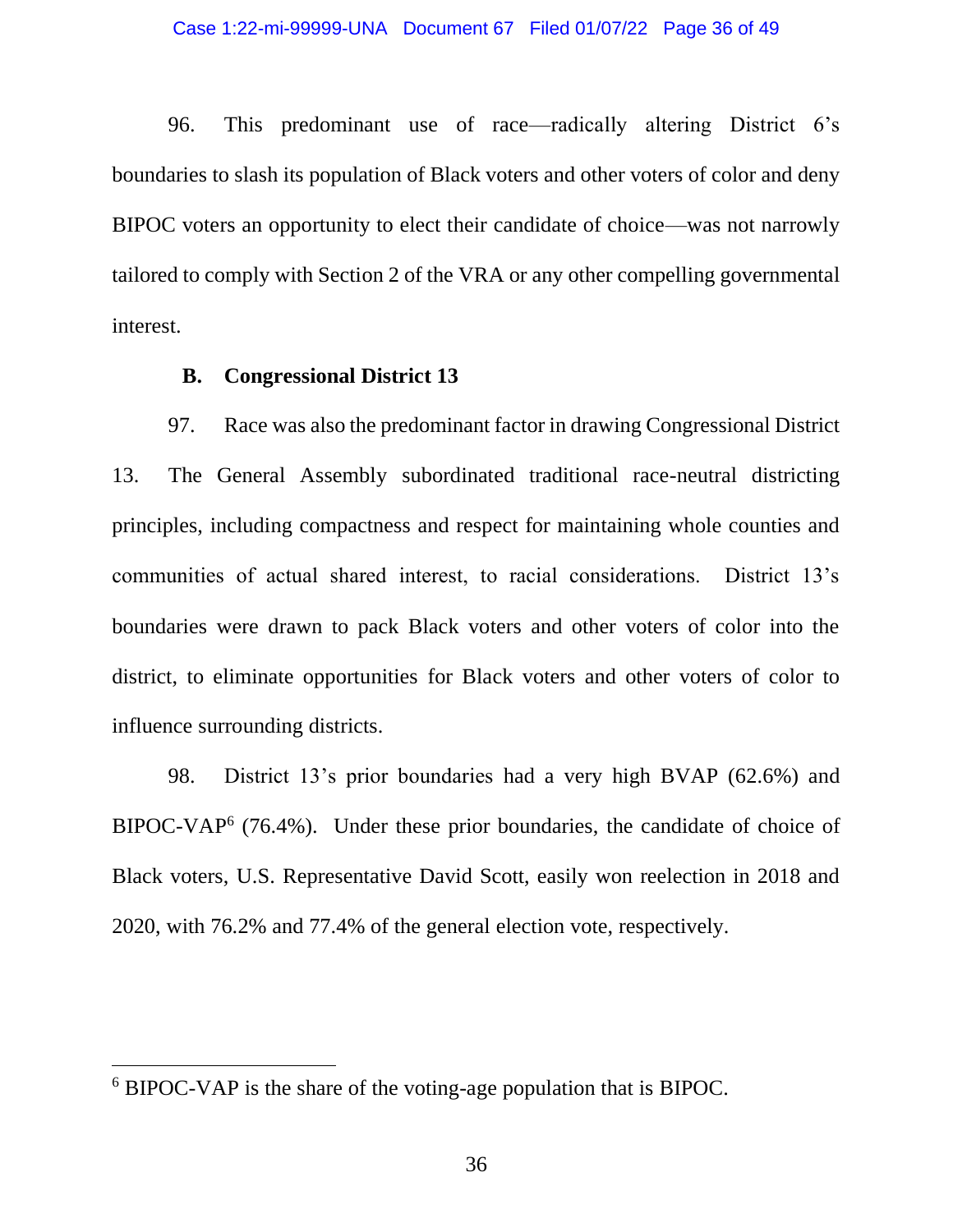96. This predominant use of race—radically altering District 6's boundaries to slash its population of Black voters and other voters of color and deny BIPOC voters an opportunity to elect their candidate of choice—was not narrowly tailored to comply with Section 2 of the VRA or any other compelling governmental interest.

### B. Congressional District 13

97. Race was also the predominant factor in drawing Congressional District 13. The General Assembly subordinated traditional race-neutral districting principles, including compactness and respect for maintaining whole counties and communities of actual shared interest, to racial considerations. District 13's boundaries were drawn to pack Black voters and other voters of color into the district, to eliminate opportunities for Black voters and other voters of color to influence surrounding districts.

98. District 13's prior boundaries had a very high BVAP (62.6%) and BIPOC-VAP[6] (76.4%). Under these prior boundaries, the candidate of choice of Black voters, U.S. Representative David Scott, easily won reelection in 2018 and 2020, with 76.2% and 77.4% of the general election vote, respectively.

---

[6] BIPOC-VAP is the share of the voting-age population that is BIPOC.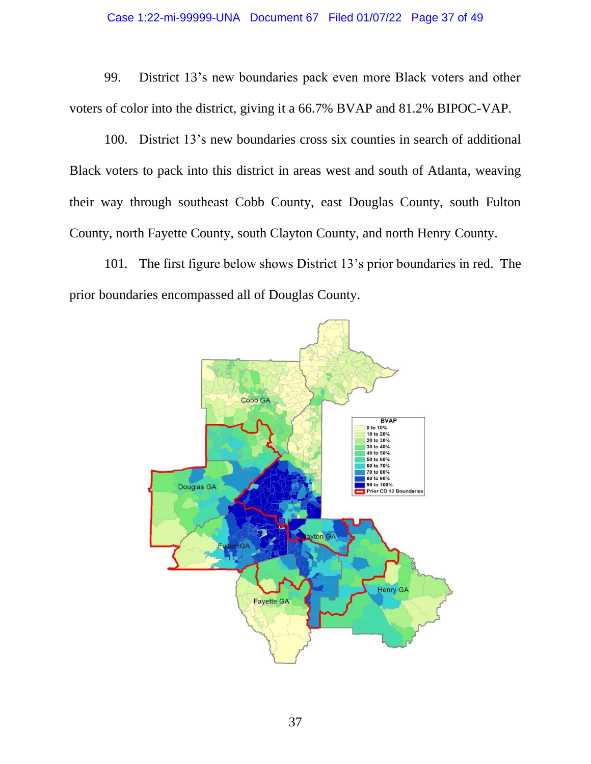99. District 13's new boundaries pack even more Black voters and other voters of color into the district, giving it a 66.7% BVAP and 81.2% BIPOC-VAP.

100. District 13's new boundaries cross six counties in search of additional Black voters to pack into this district in areas west and south of Atlanta, weaving their way through southeast Cobb County, east Douglas County, south Fulton County, north Fayette County, south Clayton County, and north Henry County.

101. The first figure below shows District 13's prior boundaries in red. The prior boundaries encompassed all of Douglas County.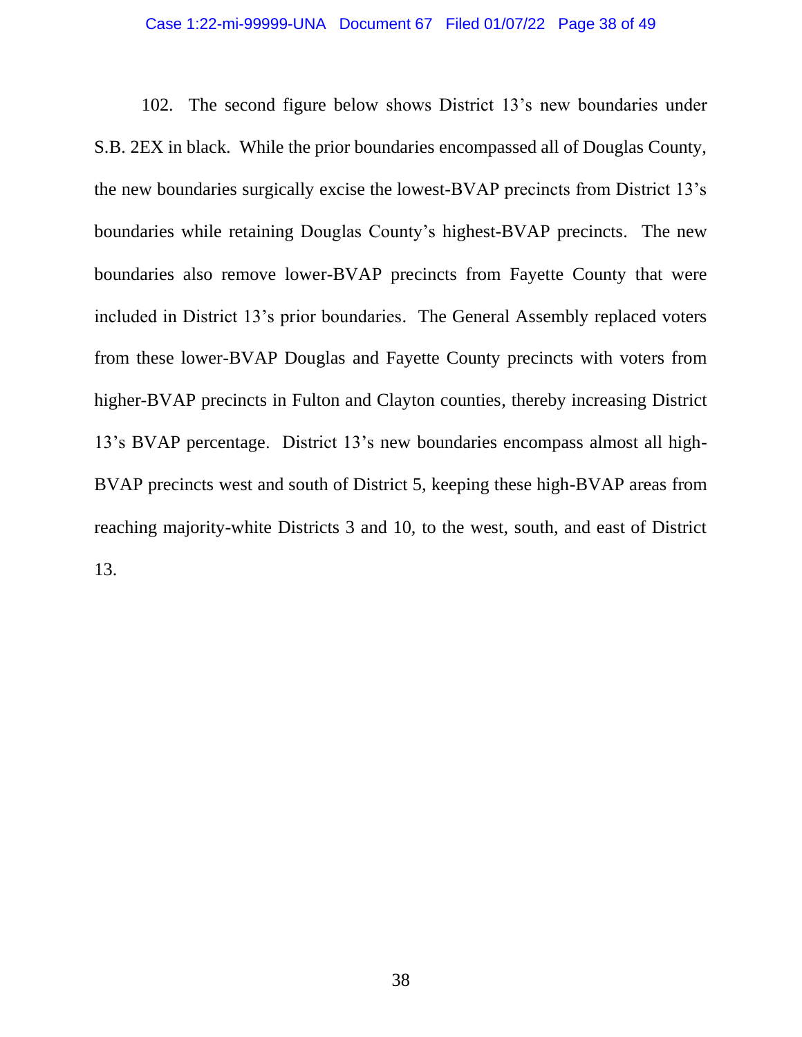102. The second figure below shows District 13's new boundaries under S.B. 2EX in black. While the prior boundaries encompassed all of Douglas County, the new boundaries surgically excise the lowest-BVAP precincts from District 13's boundaries while retaining Douglas County's highest-BVAP precincts. The new boundaries also remove lower-BVAP precincts from Fayette County that were included in District 13's prior boundaries. The General Assembly replaced voters from these lower-BVAP Douglas and Fayette County precincts with voters from higher-BVAP precincts in Fulton and Clayton counties, thereby increasing District 13's BVAP percentage. District 13's new boundaries encompass almost all high-BVAP precincts west and south of District 5, keeping these high-BVAP areas from reaching majority-white Districts 3 and 10, to the west, south, and east of District 13.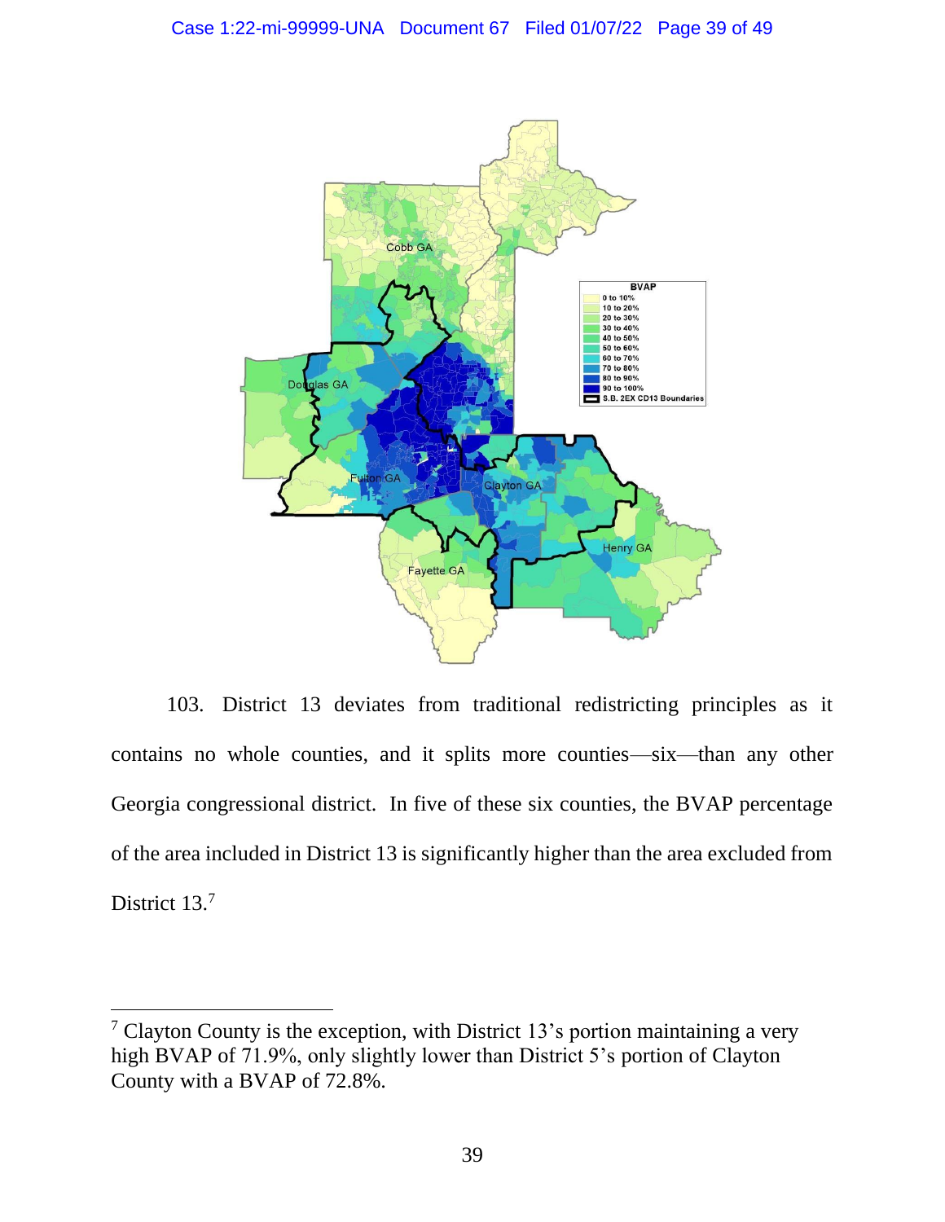103. District 13 deviates from traditional redistricting principles as it contains no whole counties, and it splits more counties—six—than any other Georgia congressional district. In five of these six counties, the BVAP percentage of the area included in District 13 is significantly higher than the area excluded from District 13.[7]

---

[7] Clayton County is the exception, with District 13's portion maintaining a very high BVAP of 71.9%, only slightly lower than District 5's portion of Clayton County with a BVAP of 72.8%.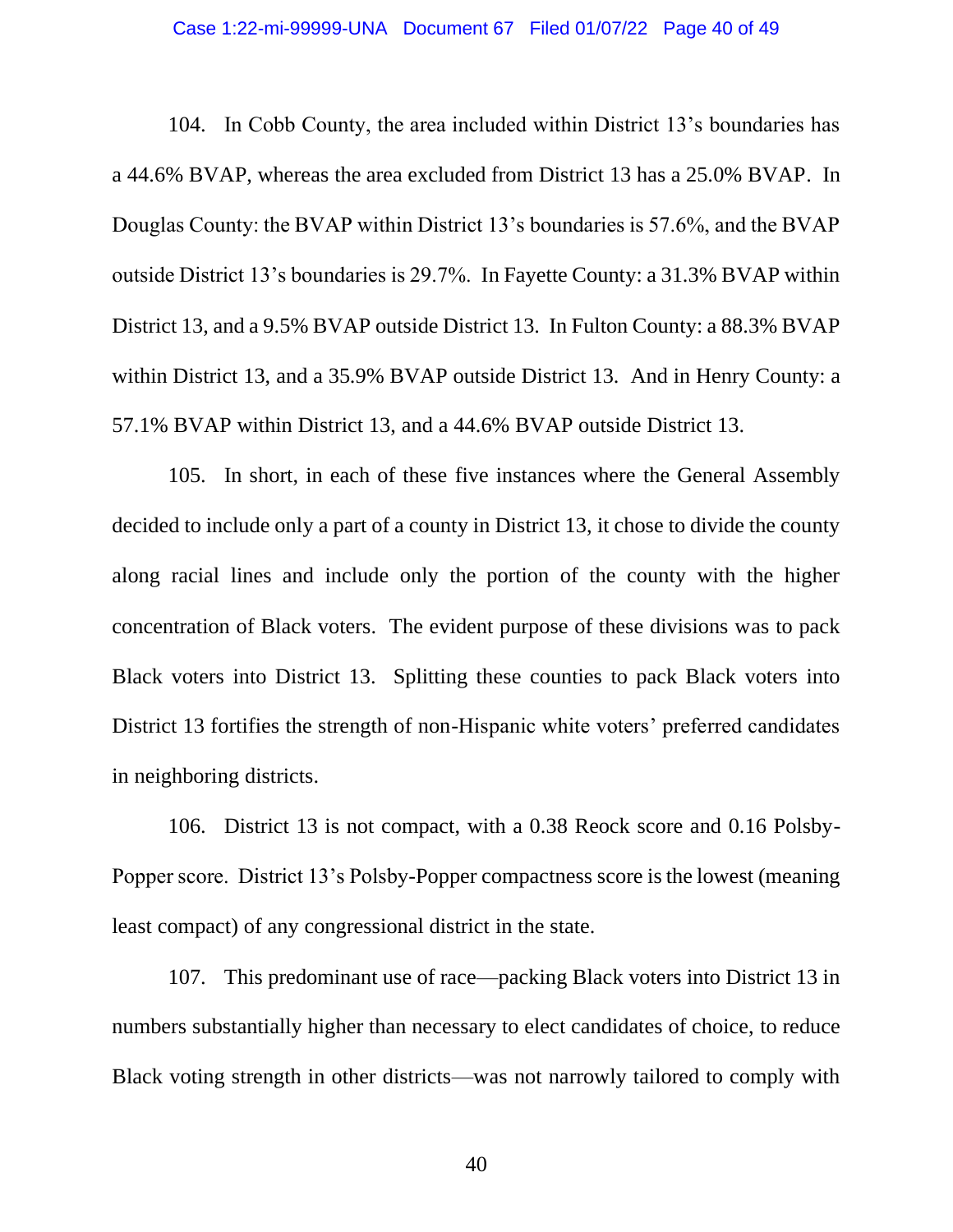104. In Cobb County, the area included within District 13's boundaries has a 44.6% BVAP, whereas the area excluded from District 13 has a 25.0% BVAP. In Douglas County: the BVAP within District 13's boundaries is 57.6%, and the BVAP outside District 13's boundaries is 29.7%. In Fayette County: a 31.3% BVAP within District 13, and a 9.5% BVAP outside District 13. In Fulton County: a 88.3% BVAP within District 13, and a 35.9% BVAP outside District 13. And in Henry County: a 57.1% BVAP within District 13, and a 44.6% BVAP outside District 13.

105. In short, in each of these five instances where the General Assembly decided to include only a part of a county in District 13, it chose to divide the county along racial lines and include only the portion of the county with the higher concentration of Black voters. The evident purpose of these divisions was to pack Black voters into District 13. Splitting these counties to pack Black voters into District 13 fortifies the strength of non-Hispanic white voters' preferred candidates in neighboring districts.

106. District 13 is not compact, with a 0.38 Reock score and 0.16 Polsby-Popper score. District 13's Polsby-Popper compactness score is the lowest (meaning least compact) of any congressional district in the state.

107. This predominant use of race—packing Black voters into District 13 in numbers substantially higher than necessary to elect candidates of choice, to reduce Black voting strength in other districts—was not narrowly tailored to comply with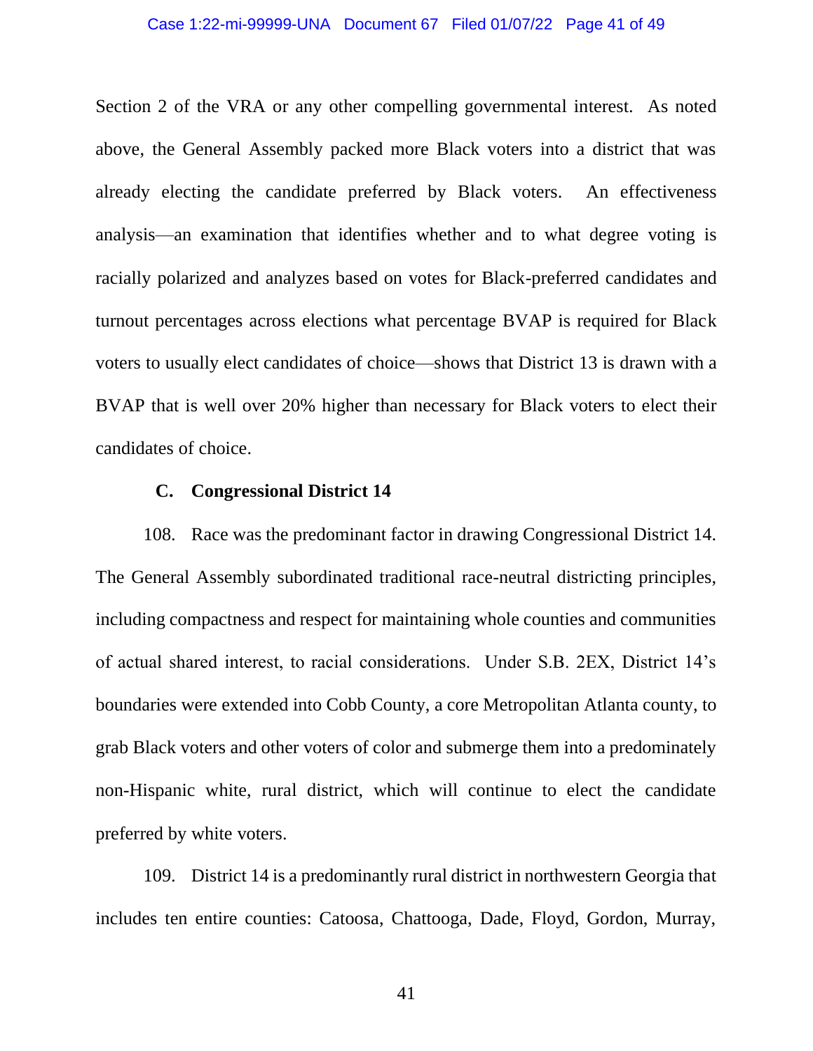Section 2 of the VRA or any other compelling governmental interest. As noted above, the General Assembly packed more Black voters into a district that was already electing the candidate preferred by Black voters. An effectiveness analysis—an examination that identifies whether and to what degree voting is racially polarized and analyzes based on votes for Black-preferred candidates and turnout percentages across elections what percentage BVAP is required for Black voters to usually elect candidates of choice—shows that District 13 is drawn with a BVAP that is well over 20% higher than necessary for Black voters to elect their candidates of choice.

### C. Congressional District 14

108. Race was the predominant factor in drawing Congressional District 14. The General Assembly subordinated traditional race-neutral districting principles, including compactness and respect for maintaining whole counties and communities of actual shared interest, to racial considerations. Under S.B. 2EX, District 14's boundaries were extended into Cobb County, a core Metropolitan Atlanta county, to grab Black voters and other voters of color and submerge them into a predominately non-Hispanic white, rural district, which will continue to elect the candidate preferred by white voters.

109. District 14 is a predominantly rural district in northwestern Georgia that includes ten entire counties: Catoosa, Chattooga, Dade, Floyd, Gordon, Murray,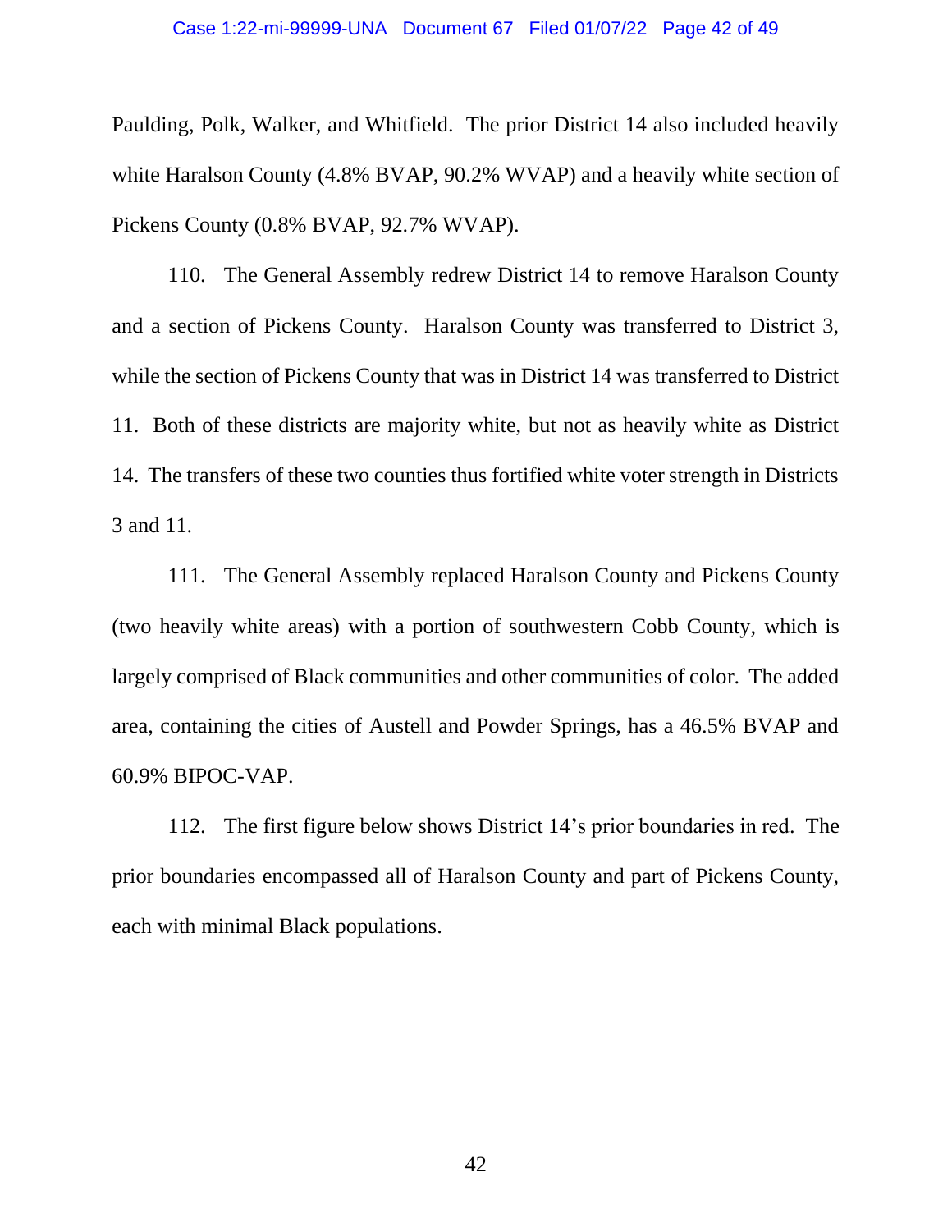Paulding, Polk, Walker, and Whitfield. The prior District 14 also included heavily white Haralson County (4.8% BVAP, 90.2% WVAP) and a heavily white section of Pickens County (0.8% BVAP, 92.7% WVAP).

110. The General Assembly redrew District 14 to remove Haralson County and a section of Pickens County. Haralson County was transferred to District 3, while the section of Pickens County that was in District 14 was transferred to District 11. Both of these districts are majority white, but not as heavily white as District 14. The transfers of these two counties thus fortified white voter strength in Districts 3 and 11.

111. The General Assembly replaced Haralson County and Pickens County (two heavily white areas) with a portion of southwestern Cobb County, which is largely comprised of Black communities and other communities of color. The added area, containing the cities of Austell and Powder Springs, has a 46.5% BVAP and 60.9% BIPOC-VAP.

112. The first figure below shows District 14's prior boundaries in red. The prior boundaries encompassed all of Haralson County and part of Pickens County, each with minimal Black populations.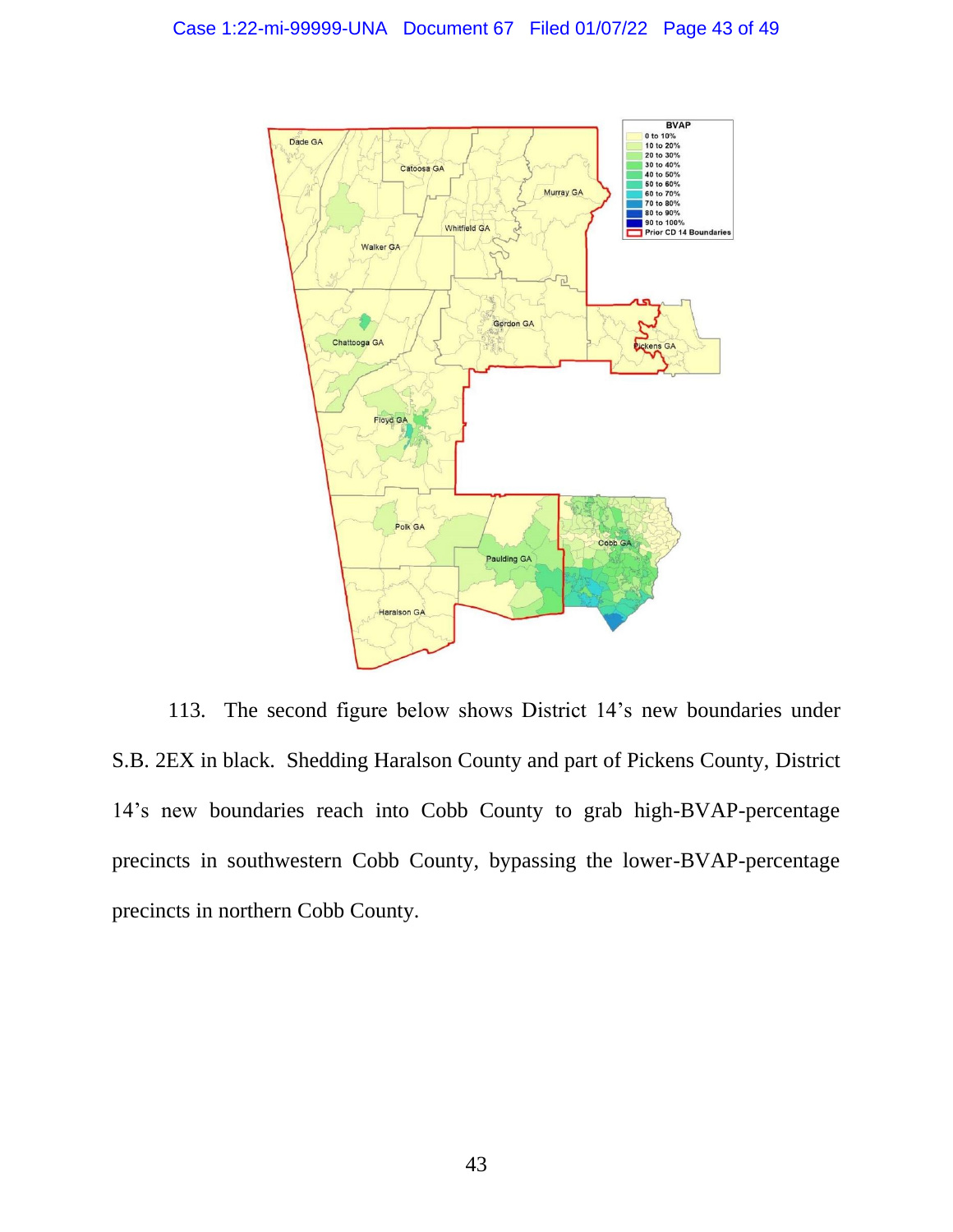113. The second figure below shows District 14's new boundaries under S.B. 2EX in black. Shedding Haralson County and part of Pickens County, District 14's new boundaries reach into Cobb County to grab high-BVAP-percentage precincts in southwestern Cobb County, bypassing the lower-BVAP-percentage precincts in northern Cobb County.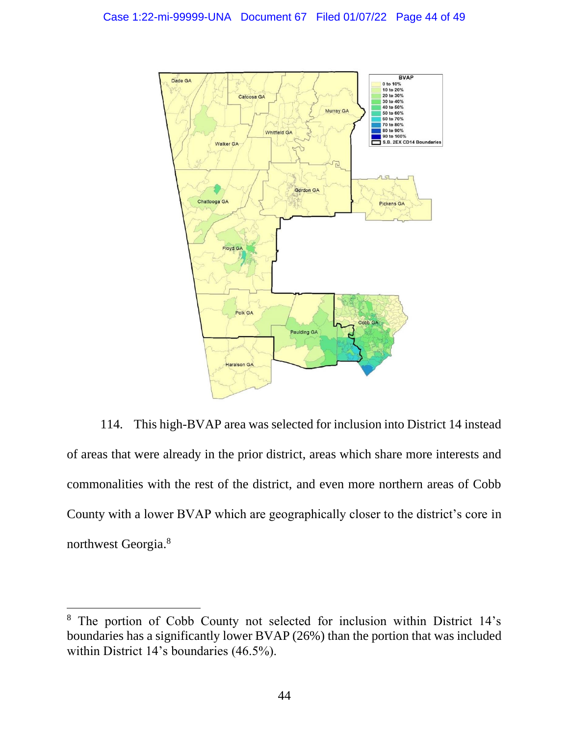114. This high-BVAP area was selected for inclusion into District 14 instead of areas that were already in the prior district, areas which share more interests and commonalities with the rest of the district, and even more northern areas of Cobb County with a lower BVAP which are geographically closer to the district's core in northwest Georgia.[8]

---

[8] The portion of Cobb County not selected for inclusion within District 14's boundaries has a significantly lower BVAP (26%) than the portion that was included within District 14's boundaries (46.5%).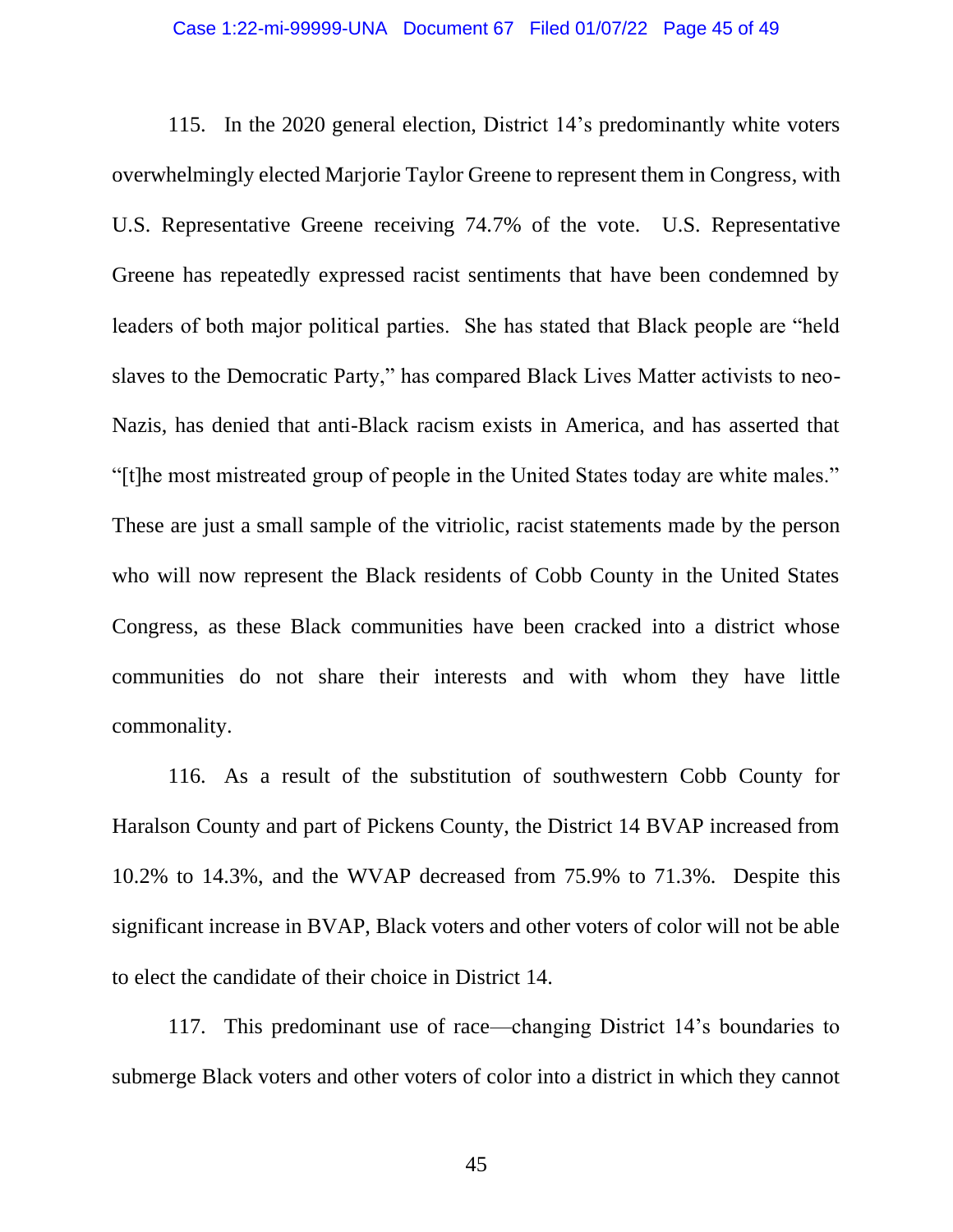115. In the 2020 general election, District 14's predominantly white voters overwhelmingly elected Marjorie Taylor Greene to represent them in Congress, with U.S. Representative Greene receiving 74.7% of the vote. U.S. Representative Greene has repeatedly expressed racist sentiments that have been condemned by leaders of both major political parties. She has stated that Black people are "held slaves to the Democratic Party," has compared Black Lives Matter activists to neo-Nazis, has denied that anti-Black racism exists in America, and has asserted that "[t]he most mistreated group of people in the United States today are white males." These are just a small sample of the vitriolic, racist statements made by the person who will now represent the Black residents of Cobb County in the United States Congress, as these Black communities have been cracked into a district whose communities do not share their interests and with whom they have little commonality.

116. As a result of the substitution of southwestern Cobb County for Haralson County and part of Pickens County, the District 14 BVAP increased from 10.2% to 14.3%, and the WVAP decreased from 75.9% to 71.3%. Despite this significant increase in BVAP, Black voters and other voters of color will not be able to elect the candidate of their choice in District 14.

117. This predominant use of race—changing District 14's boundaries to submerge Black voters and other voters of color into a district in which they cannot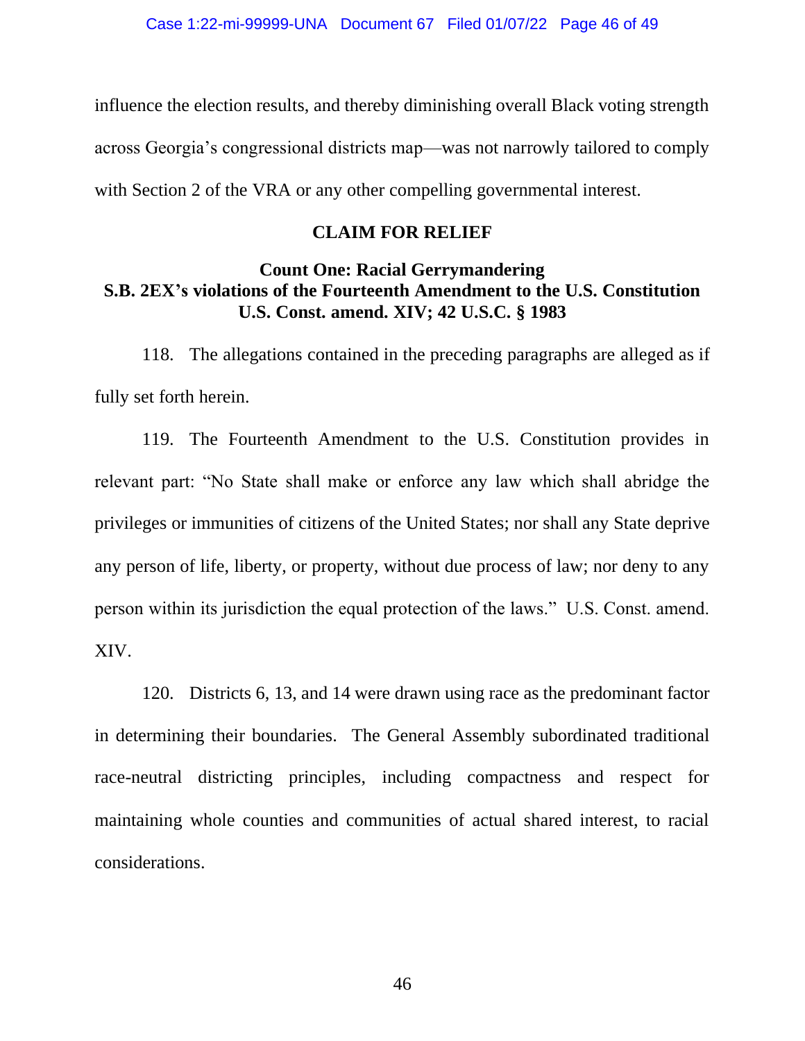influence the election results, and thereby diminishing overall Black voting strength across Georgia's congressional districts map—was not narrowly tailored to comply with Section 2 of the VRA or any other compelling governmental interest.

## CLAIM FOR RELIEF

### Count One: Racial Gerrymandering
### S.B. 2EX's violations of the Fourteenth Amendment to the U.S. Constitution
### U.S. Const. amend. XIV; 42 U.S.C. § 1983

118. The allegations contained in the preceding paragraphs are alleged as if fully set forth herein.

119. The Fourteenth Amendment to the U.S. Constitution provides in relevant part: "No State shall make or enforce any law which shall abridge the privileges or immunities of citizens of the United States; nor shall any State deprive any person of life, liberty, or property, without due process of law; nor deny to any person within its jurisdiction the equal protection of the laws." U.S. Const. amend. XIV.

120. Districts 6, 13, and 14 were drawn using race as the predominant factor in determining their boundaries. The General Assembly subordinated traditional race-neutral districting principles, including compactness and respect for maintaining whole counties and communities of actual shared interest, to racial considerations.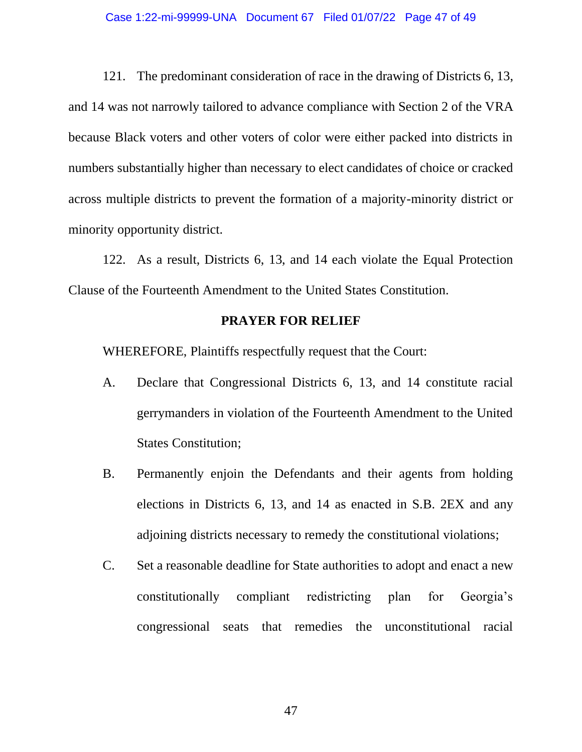121. The predominant consideration of race in the drawing of Districts 6, 13, and 14 was not narrowly tailored to advance compliance with Section 2 of the VRA because Black voters and other voters of color were either packed into districts in numbers substantially higher than necessary to elect candidates of choice or cracked across multiple districts to prevent the formation of a majority-minority district or minority opportunity district.

122. As a result, Districts 6, 13, and 14 each violate the Equal Protection Clause of the Fourteenth Amendment to the United States Constitution.

**PRAYER FOR RELIEF**

WHEREFORE, Plaintiffs respectfully request that the Court:

A. Declare that Congressional Districts 6, 13, and 14 constitute racial gerrymanders in violation of the Fourteenth Amendment to the United States Constitution;

B. Permanently enjoin the Defendants and their agents from holding elections in Districts 6, 13, and 14 as enacted in S.B. 2EX and any adjoining districts necessary to remedy the constitutional violations;

C. Set a reasonable deadline for State authorities to adopt and enact a new constitutionally compliant redistricting plan for Georgia's congressional seats that remedies the unconstitutional racial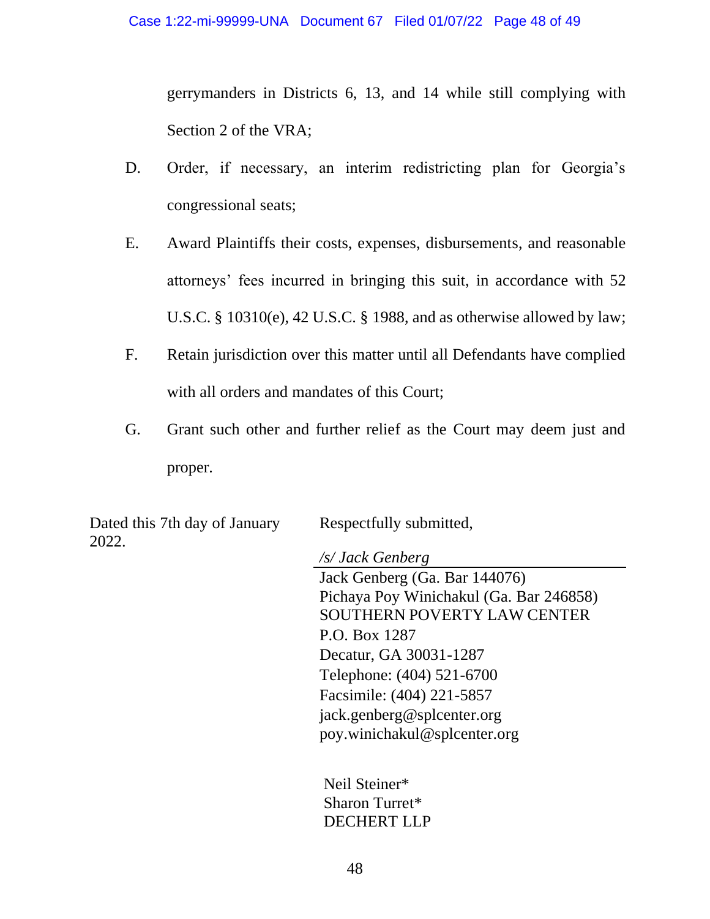gerrymanders in Districts 6, 13, and 14 while still complying with Section 2 of the VRA;

D. Order, if necessary, an interim redistricting plan for Georgia's congressional seats;

E. Award Plaintiffs their costs, expenses, disbursements, and reasonable attorneys' fees incurred in bringing this suit, in accordance with 52 U.S.C. § 10310(e), 42 U.S.C. § 1988, and as otherwise allowed by law;

F. Retain jurisdiction over this matter until all Defendants have complied with all orders and mandates of this Court;

G. Grant such other and further relief as the Court may deem just and proper.

Dated this 7th day of January 2022.

Respectfully submitted,

*/s/ Jack Genberg*

Jack Genberg (Ga. Bar 144076)
Pichaya Poy Winichakul (Ga. Bar 246858)
SOUTHERN POVERTY LAW CENTER
P.O. Box 1287
Decatur, GA 30031-1287
Telephone: (404) 521-6700
Facsimile: (404) 221-5857
jack.genberg@splcenter.org
poy.winichakul@splcenter.org

Neil Steiner*
Sharon Turret*
DECHERT LLP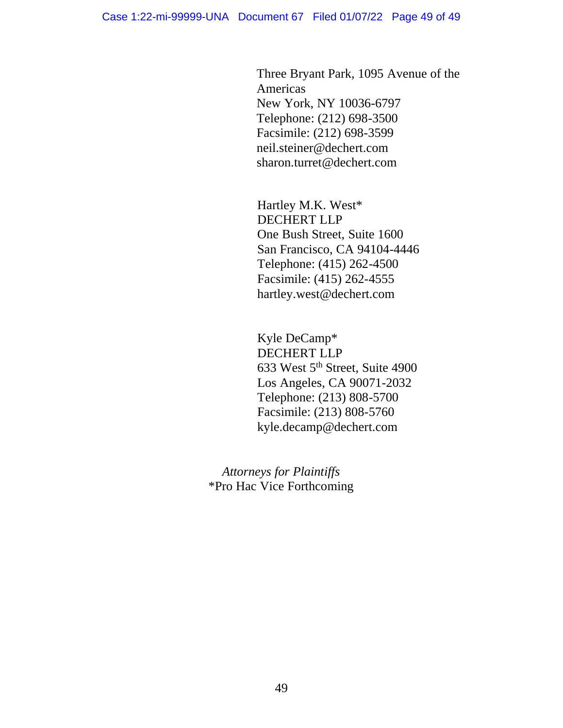Three Bryant Park, 1095 Avenue of the Americas
New York, NY 10036-6797
Telephone: (212) 698-3500
Facsimile: (212) 698-3599
neil.steiner@dechert.com
sharon.turret@dechert.com

Hartley M.K. West*
DECHERT LLP
One Bush Street, Suite 1600
San Francisco, CA 94104-4446
Telephone: (415) 262-4500
Facsimile: (415) 262-4555
hartley.west@dechert.com

Kyle DeCamp*
DECHERT LLP
633 West 5th Street, Suite 4900
Los Angeles, CA 90071-2032
Telephone: (213) 808-5700
Facsimile: (213) 808-5760
kyle.decamp@dechert.com

*Attorneys for Plaintiffs*
*Pro Hac Vice Forthcoming